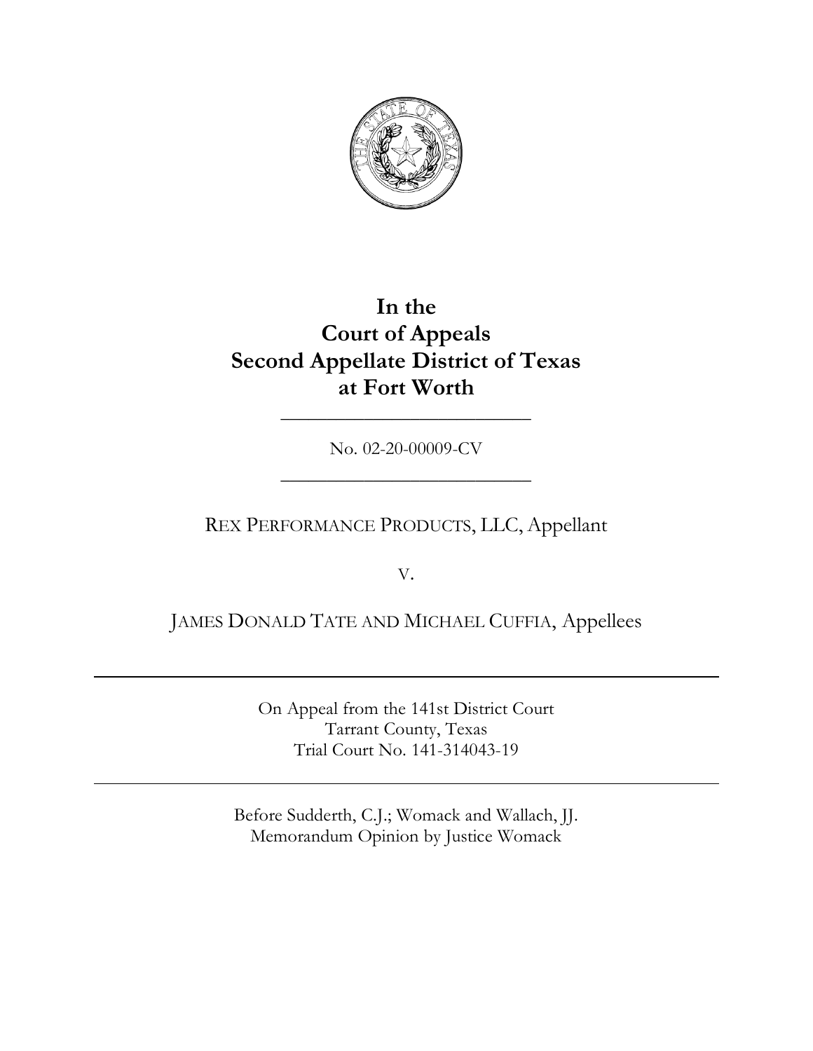# In the Court of Appeals Second Appellate District of Texas at Fort Worth

---

No. 02-20-00009-CV

---

REX PERFORMANCE PRODUCTS, LLC, Appellant

V.

JAMES DONALD TATE AND MICHAEL CUFFIA, Appellees

---

On Appeal from the 141st District Court
Tarrant County, Texas
Trial Court No. 141-314043-19

---

Before Sudderth, C.J.; Womack and Wallach, JJ.
Memorandum Opinion by Justice Womack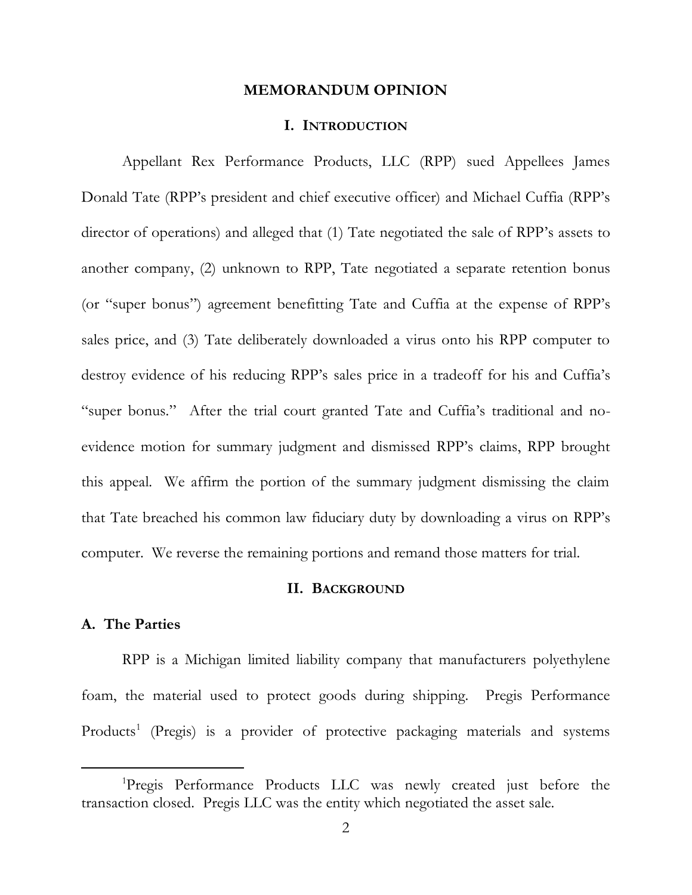# MEMORANDUM OPINION

## I. INTRODUCTION

Appellant Rex Performance Products, LLC (RPP) sued Appellees James Donald Tate (RPP's president and chief executive officer) and Michael Cuffia (RPP's director of operations) and alleged that (1) Tate negotiated the sale of RPP's assets to another company, (2) unknown to RPP, Tate negotiated a separate retention bonus (or "super bonus") agreement benefitting Tate and Cuffia at the expense of RPP's sales price, and (3) Tate deliberately downloaded a virus onto his RPP computer to destroy evidence of his reducing RPP's sales price in a tradeoff for his and Cuffia's "super bonus." After the trial court granted Tate and Cuffia's traditional and no-evidence motion for summary judgment and dismissed RPP's claims, RPP brought this appeal. We affirm the portion of the summary judgment dismissing the claim that Tate breached his common law fiduciary duty by downloading a virus on RPP's computer. We reverse the remaining portions and remand those matters for trial.

## II. BACKGROUND

### A. The Parties

RPP is a Michigan limited liability company that manufacturers polyethylene foam, the material used to protect goods during shipping. Pregis Performance Products[1] (Pregis) is a provider of protective packaging materials and systems

[1]Pregis Performance Products LLC was newly created just before the transaction closed. Pregis LLC was the entity which negotiated the asset sale.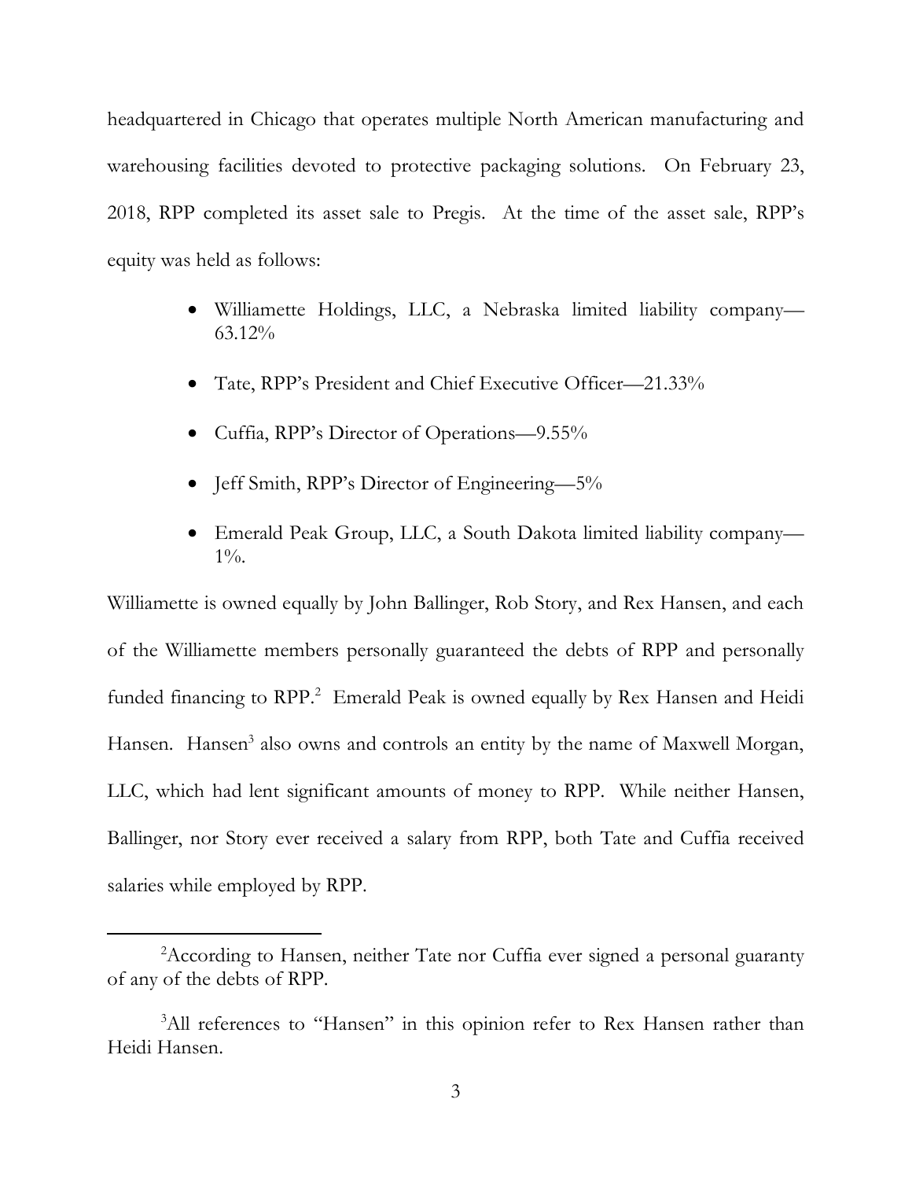headquartered in Chicago that operates multiple North American manufacturing and warehousing facilities devoted to protective packaging solutions. On February 23, 2018, RPP completed its asset sale to Pregis. At the time of the asset sale, RPP's equity was held as follows:

- Williamette Holdings, LLC, a Nebraska limited liability company—63.12%
- Tate, RPP's President and Chief Executive Officer—21.33%
- Cuffia, RPP's Director of Operations—9.55%
- Jeff Smith, RPP's Director of Engineering—5%
- Emerald Peak Group, LLC, a South Dakota limited liability company—1%.

Williamette is owned equally by John Ballinger, Rob Story, and Rex Hansen, and each of the Williamette members personally guaranteed the debts of RPP and personally funded financing to RPP.[2] Emerald Peak is owned equally by Rex Hansen and Heidi Hansen. Hansen[3] also owns and controls an entity by the name of Maxwell Morgan, LLC, which had lent significant amounts of money to RPP. While neither Hansen, Ballinger, nor Story ever received a salary from RPP, both Tate and Cuffia received salaries while employed by RPP.

---

[2]According to Hansen, neither Tate nor Cuffia ever signed a personal guaranty of any of the debts of RPP.

[3]All references to "Hansen" in this opinion refer to Rex Hansen rather than Heidi Hansen.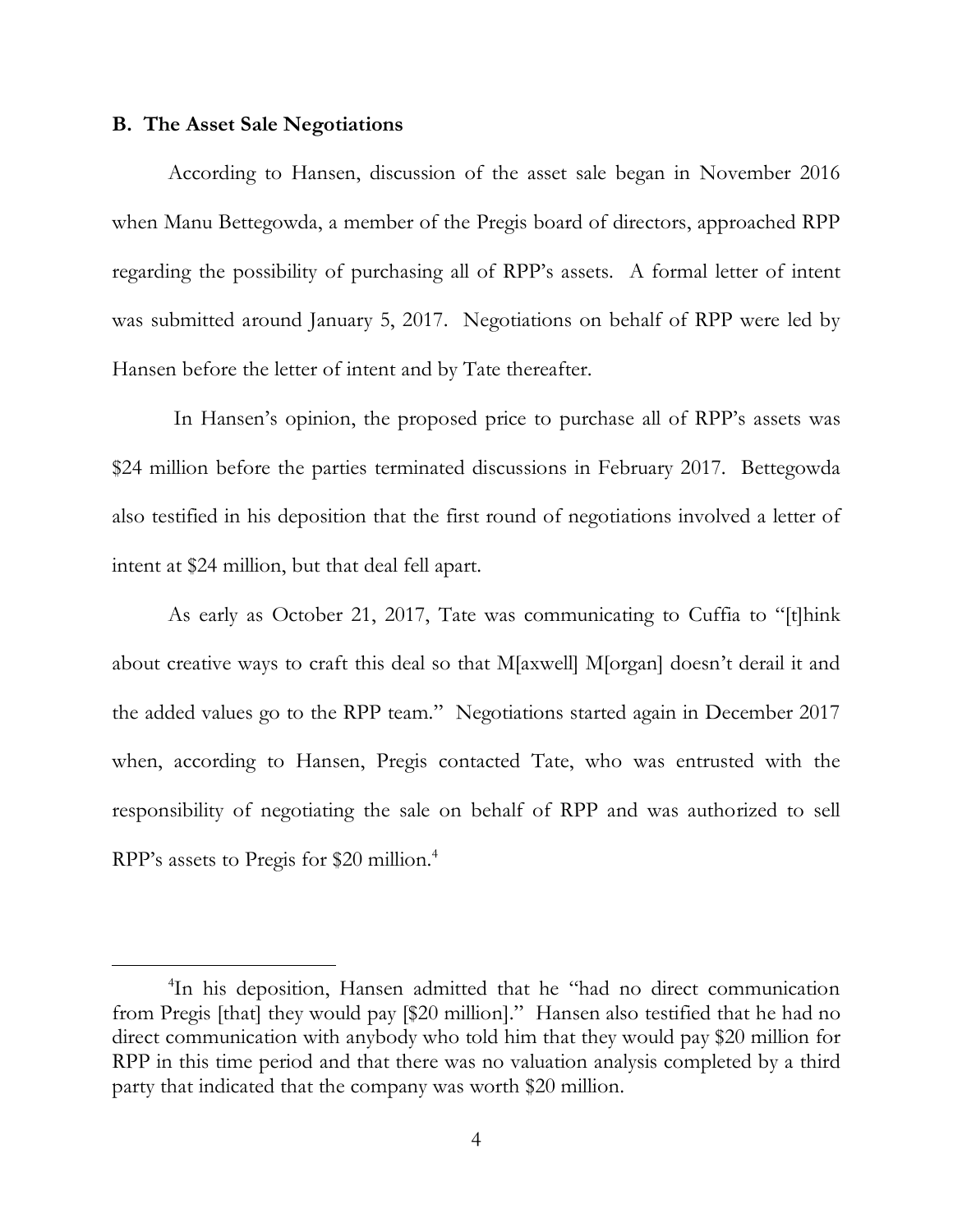### B. The Asset Sale Negotiations

According to Hansen, discussion of the asset sale began in November 2016 when Manu Bettegowda, a member of the Pregis board of directors, approached RPP regarding the possibility of purchasing all of RPP's assets. A formal letter of intent was submitted around January 5, 2017. Negotiations on behalf of RPP were led by Hansen before the letter of intent and by Tate thereafter.

In Hansen's opinion, the proposed price to purchase all of RPP's assets was $24 million before the parties terminated discussions in February 2017. Bettegowda also testified in his deposition that the first round of negotiations involved a letter of intent at $24 million, but that deal fell apart.

As early as October 21, 2017, Tate was communicating to Cuffia to "[t]hink about creative ways to craft this deal so that M[axwell] M[organ] doesn't derail it and the added values go to the RPP team." Negotiations started again in December 2017 when, according to Hansen, Pregis contacted Tate, who was entrusted with the responsibility of negotiating the sale on behalf of RPP and was authorized to sell RPP's assets to Pregis for $20 million.[4]

---

[4]In his deposition, Hansen admitted that he "had no direct communication from Pregis [that] they would pay [$20 million]." Hansen also testified that he had no direct communication with anybody who told him that they would pay $20 million for RPP in this time period and that there was no valuation analysis completed by a third party that indicated that the company was worth $20 million.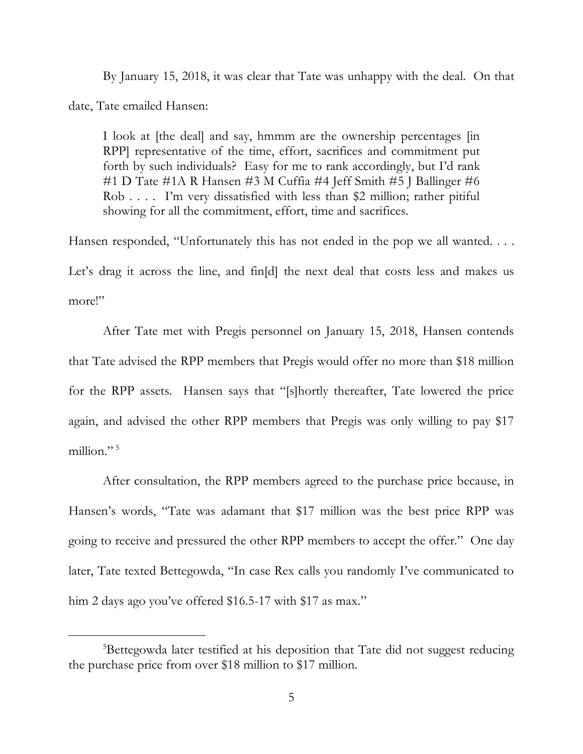By January 15, 2018, it was clear that Tate was unhappy with the deal. On that date, Tate emailed Hansen:

> I look at [the deal] and say, hmmm are the ownership percentages [in RPP] representative of the time, effort, sacrifices and commitment put forth by such individuals? Easy for me to rank accordingly, but I'd rank #1 D Tate #1A R Hansen #3 M Cuffia #4 Jeff Smith #5 J Ballinger #6 Rob . . . . I'm very dissatisfied with less than $2 million; rather pitiful showing for all the commitment, effort, time and sacrifices.

Hansen responded, "Unfortunately this has not ended in the pop we all wanted. . . . Let's drag it across the line, and fin[d] the next deal that costs less and makes us more!"

After Tate met with Pregis personnel on January 15, 2018, Hansen contends that Tate advised the RPP members that Pregis would offer no more than $18 million for the RPP assets. Hansen says that "[s]hortly thereafter, Tate lowered the price again, and advised the other RPP members that Pregis was only willing to pay $17 million." [5]

After consultation, the RPP members agreed to the purchase price because, in Hansen's words, "Tate was adamant that $17 million was the best price RPP was going to receive and pressured the other RPP members to accept the offer." One day later, Tate texted Bettegowda, "In case Rex calls you randomly I've communicated to him 2 days ago you've offered $16.5-17 with $17 as max."

---

[5] Bettegowda later testified at his deposition that Tate did not suggest reducing the purchase price from over $18 million to $17 million.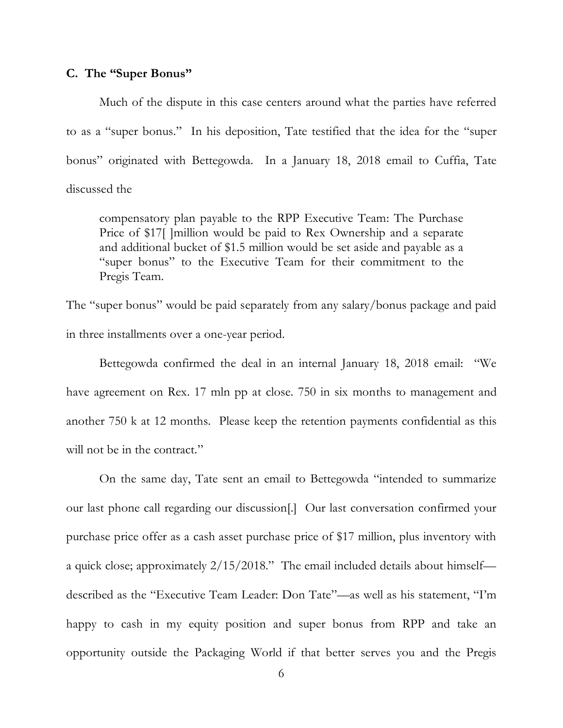### C. The "Super Bonus"

Much of the dispute in this case centers around what the parties have referred to as a "super bonus." In his deposition, Tate testified that the idea for the "super bonus" originated with Bettegowda. In a January 18, 2018 email to Cuffia, Tate discussed the

> compensatory plan payable to the RPP Executive Team: The Purchase Price of $17[ ]million would be paid to Rex Ownership and a separate and additional bucket of $1.5 million would be set aside and payable as a "super bonus" to the Executive Team for their commitment to the Pregis Team.

The "super bonus" would be paid separately from any salary/bonus package and paid in three installments over a one-year period.

Bettegowda confirmed the deal in an internal January 18, 2018 email: "We have agreement on Rex. 17 mln pp at close. 750 in six months to management and another 750 k at 12 months. Please keep the retention payments confidential as this will not be in the contract."

On the same day, Tate sent an email to Bettegowda "intended to summarize our last phone call regarding our discussion[.] Our last conversation confirmed your purchase price offer as a cash asset purchase price of $17 million, plus inventory with a quick close; approximately 2/15/2018." The email included details about himself—described as the "Executive Team Leader: Don Tate"—as well as his statement, "I'm happy to cash in my equity position and super bonus from RPP and take an opportunity outside the Packaging World if that better serves you and the Pregis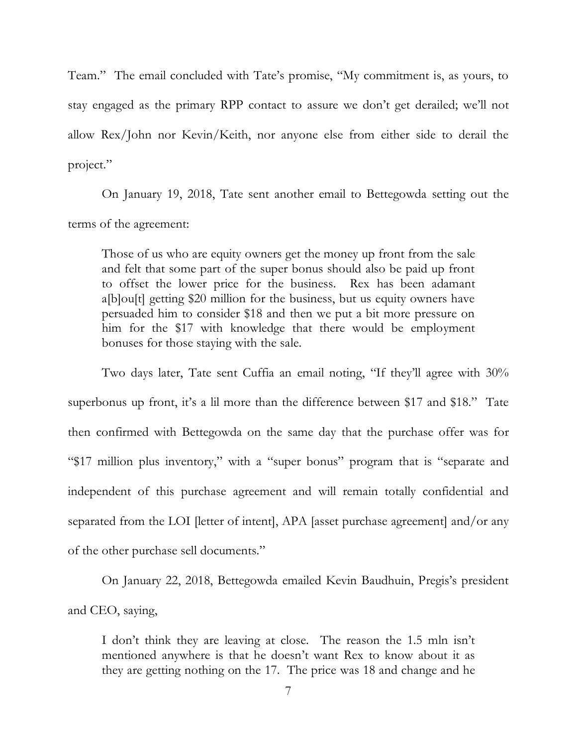Team." The email concluded with Tate's promise, "My commitment is, as yours, to stay engaged as the primary RPP contact to assure we don't get derailed; we'll not allow Rex/John nor Kevin/Keith, nor anyone else from either side to derail the project."

On January 19, 2018, Tate sent another email to Bettegowda setting out the terms of the agreement:

> Those of us who are equity owners get the money up front from the sale and felt that some part of the super bonus should also be paid up front to offset the lower price for the business. Rex has been adamant a[b]ou[t] getting $20 million for the business, but us equity owners have persuaded him to consider $18 and then we put a bit more pressure on him for the $17 with knowledge that there would be employment bonuses for those staying with the sale.

Two days later, Tate sent Cuffia an email noting, "If they'll agree with 30% superbonus up front, it's a lil more than the difference between $17 and $18." Tate then confirmed with Bettegowda on the same day that the purchase offer was for "$17 million plus inventory," with a "super bonus" program that is "separate and independent of this purchase agreement and will remain totally confidential and separated from the LOI [letter of intent], APA [asset purchase agreement] and/or any of the other purchase sell documents."

On January 22, 2018, Bettegowda emailed Kevin Baudhuin, Pregis's president and CEO, saying,

> I don't think they are leaving at close. The reason the 1.5 mln isn't mentioned anywhere is that he doesn't want Rex to know about it as they are getting nothing on the 17. The price was 18 and change and he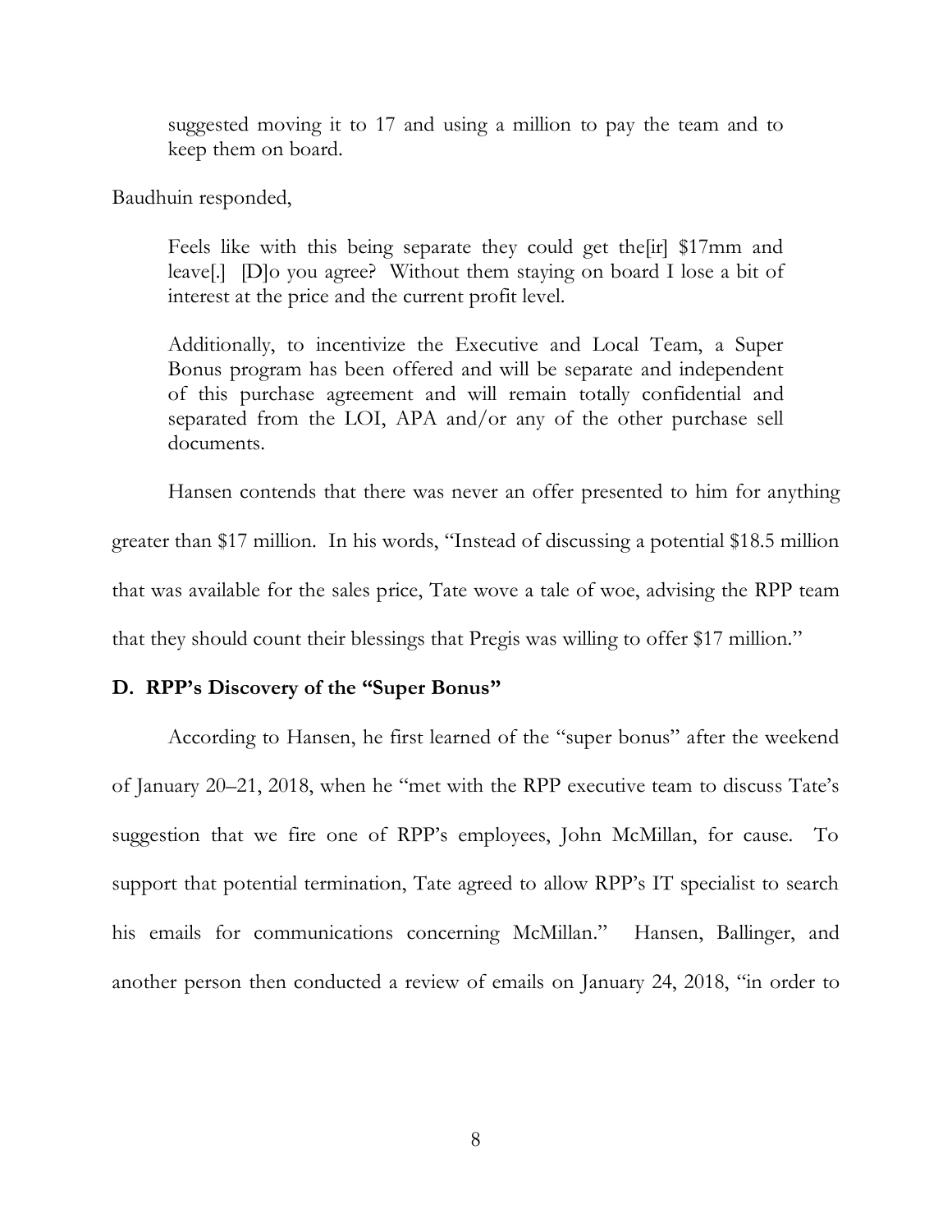> suggested moving it to 17 and using a million to pay the team and to keep them on board.

Baudhuin responded,

> Feels like with this being separate they could get the[ir] $17mm and leave[.] [D]o you agree? Without them staying on board I lose a bit of interest at the price and the current profit level.
>
> Additionally, to incentivize the Executive and Local Team, a Super Bonus program has been offered and will be separate and independent of this purchase agreement and will remain totally confidential and separated from the LOI, APA and/or any of the other purchase sell documents.

Hansen contends that there was never an offer presented to him for anything greater than $17 million. In his words, "Instead of discussing a potential $18.5 million that was available for the sales price, Tate wove a tale of woe, advising the RPP team that they should count their blessings that Pregis was willing to offer $17 million."

### D. RPP's Discovery of the "Super Bonus"

According to Hansen, he first learned of the "super bonus" after the weekend of January 20–21, 2018, when he "met with the RPP executive team to discuss Tate's suggestion that we fire one of RPP's employees, John McMillan, for cause. To support that potential termination, Tate agreed to allow RPP's IT specialist to search his emails for communications concerning McMillan." Hansen, Ballinger, and another person then conducted a review of emails on January 24, 2018, "in order to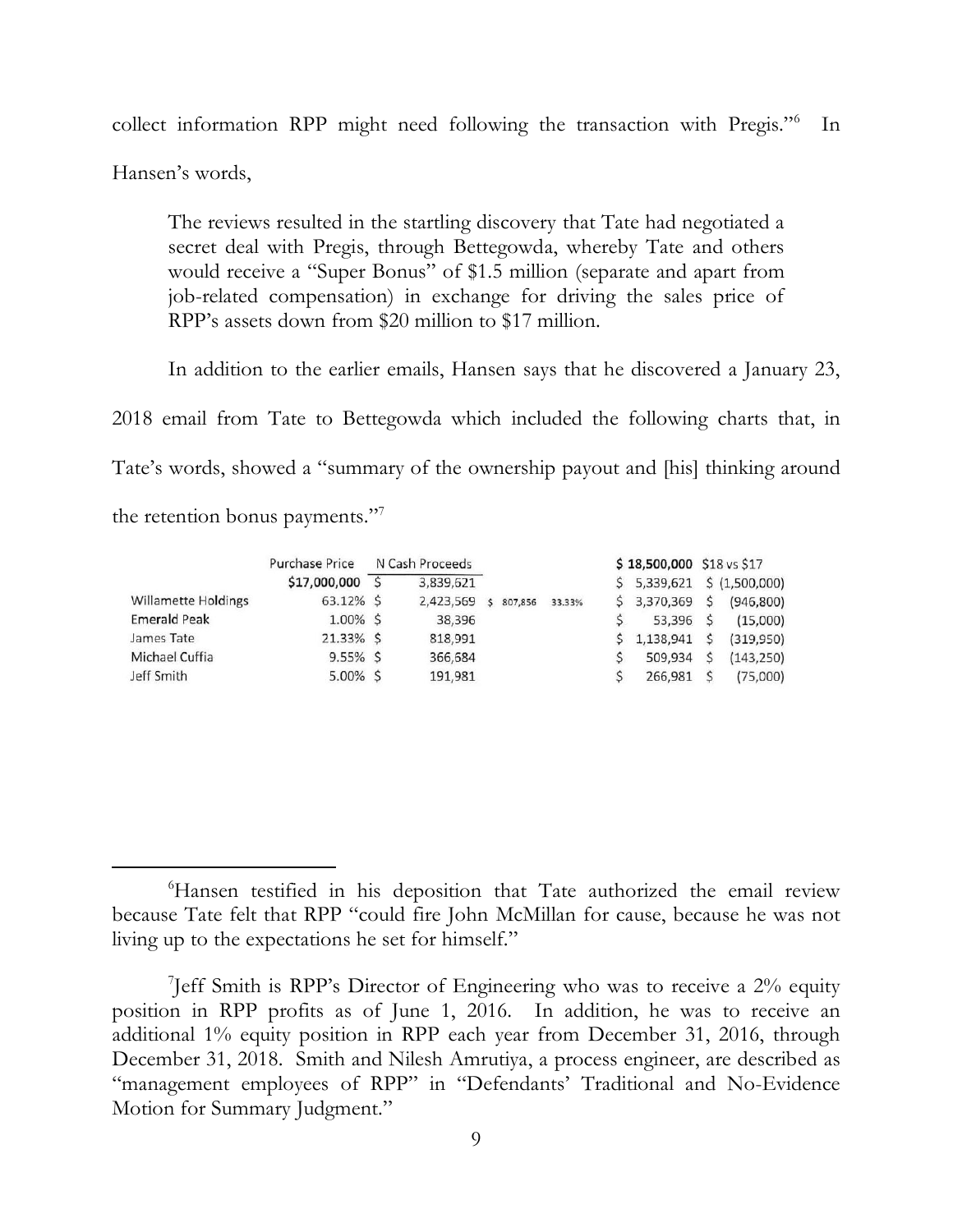collect information RPP might need following the transaction with Pregis."[6] In Hansen's words,

> The reviews resulted in the startling discovery that Tate had negotiated a secret deal with Pregis, through Bettegowda, whereby Tate and others would receive a "Super Bonus" of $1.5 million (separate and apart from job-related compensation) in exchange for driving the sales price of RPP's assets down from $20 million to $17 million.

In addition to the earlier emails, Hansen says that he discovered a January 23, 2018 email from Tate to Bettegowda which included the following charts that, in Tate's words, showed a "summary of the ownership payout and [his] thinking around the retention bonus payments."[7]

| | Purchase Price | N Cash Proceeds | | | $ 18,500,000 | $18 vs $17 |
|---|---|---|---|---|---|---|
| | $17,000,000 | $ 3,839,621 | | | $ 5,339,621 | $ (1,500,000) |
| Willamette Holdings | 63.12% | $ 2,423,569 | $ 807,856 | 33.33% | $ 3,370,369 | $ (946,800) |
| Emerald Peak | 1.00% | $ 38,396 | | | $ 53,396 | $ (15,000) |
| James Tate | 21.33% | $ 818,991 | | | $ 1,138,941 | $ (319,950) |
| Michael Cuffia | 9.55% | $ 366,684 | | | $ 509,934 | $ (143,250) |
| Jeff Smith | 5.00% | $ 191,981 | | | $ 266,981 | $ (75,000) |

---

[6] Hansen testified in his deposition that Tate authorized the email review because Tate felt that RPP "could fire John McMillan for cause, because he was not living up to the expectations he set for himself."

[7] Jeff Smith is RPP's Director of Engineering who was to receive a 2% equity position in RPP profits as of June 1, 2016. In addition, he was to receive an additional 1% equity position in RPP each year from December 31, 2016, through December 31, 2018. Smith and Nilesh Amrutiya, a process engineer, are described as "management employees of RPP" in "Defendants' Traditional and No-Evidence Motion for Summary Judgment."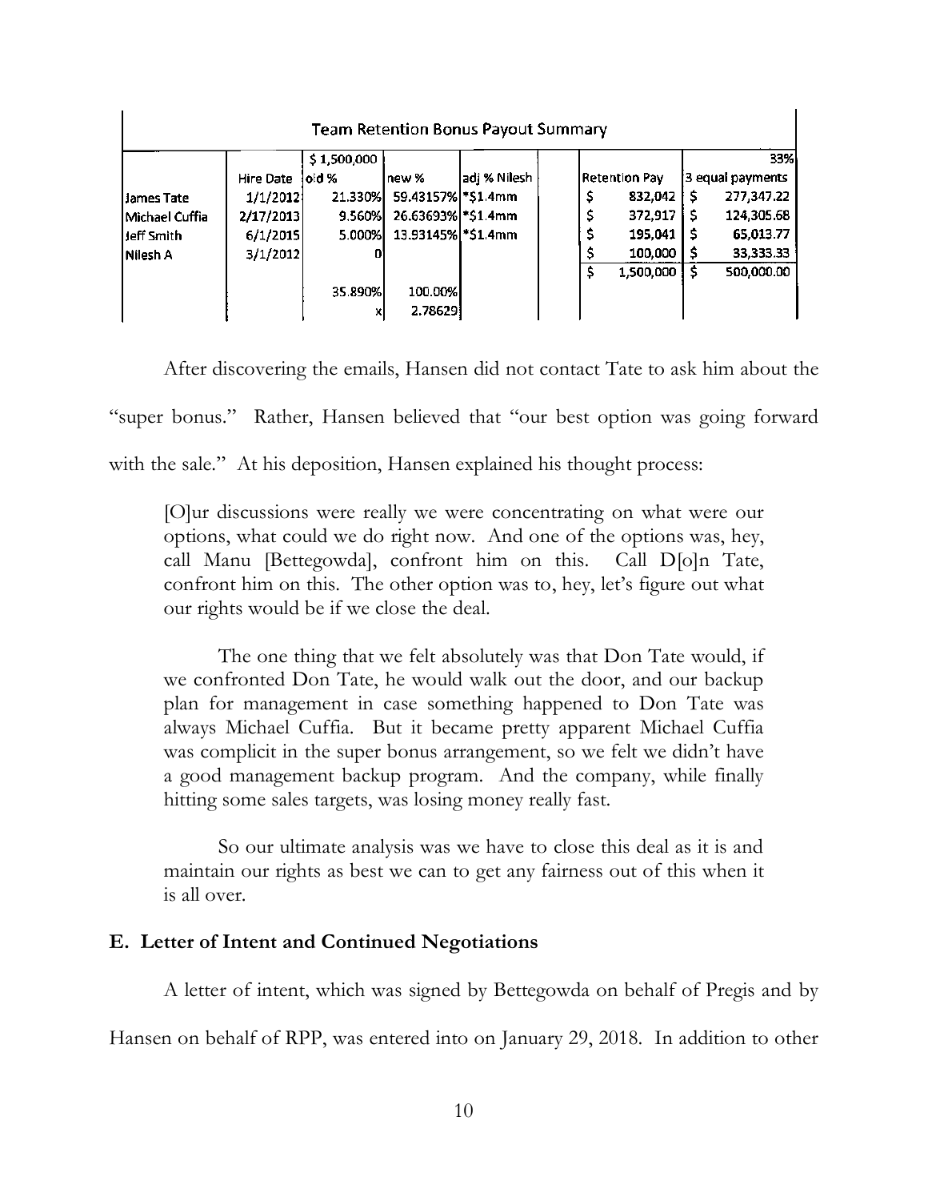| Team Retention Bonus Payout Summary | | | | | | | |
|---|---|---|---|---|---|---|---|
| | | $ 1,500,000 | | | | | 33% |
| | Hire Date | old % | new % | adj % Nilesh | | Retention Pay | 3 equal payments |
| James Tate | 1/1/2012 | 21.330% | 59.43157% | *$1.4mm | | $ 832,042 | $ 277,347.22 |
| Michael Cuffia | 2/17/2013 | 9.560% | 26.63693% | *$1.4mm | | $ 372,917 | $ 124,305.68 |
| Jeff Smith | 6/1/2015 | 5.000% | 13.93145% | *$1.4mm | | $ 195,041 | $ 65,013.77 |
| Nilesh A | 3/1/2012 | 0 | | | | $ 100,000 | $ 33,333.33 |
| | | | | | | $ 1,500,000 | $ 500,000.00 |
| | | 35.890% | 100.00% | | | | |
| | | x | 2.78629 | | | | |

After discovering the emails, Hansen did not contact Tate to ask him about the "super bonus." Rather, Hansen believed that "our best option was going forward with the sale." At his deposition, Hansen explained his thought process:

> [O]ur discussions were really we were concentrating on what were our options, what could we do right now. And one of the options was, hey, call Manu [Bettegowda], confront him on this. Call D[o]n Tate, confront him on this. The other option was to, hey, let's figure out what our rights would be if we close the deal.
>
> The one thing that we felt absolutely was that Don Tate would, if we confronted Don Tate, he would walk out the door, and our backup plan for management in case something happened to Don Tate was always Michael Cuffia. But it became pretty apparent Michael Cuffia was complicit in the super bonus arrangement, so we felt we didn't have a good management backup program. And the company, while finally hitting some sales targets, was losing money really fast.
>
> So our ultimate analysis was we have to close this deal as it is and maintain our rights as best we can to get any fairness out of this when it is all over.

### E. Letter of Intent and Continued Negotiations

A letter of intent, which was signed by Bettegowda on behalf of Pregis and by Hansen on behalf of RPP, was entered into on January 29, 2018. In addition to other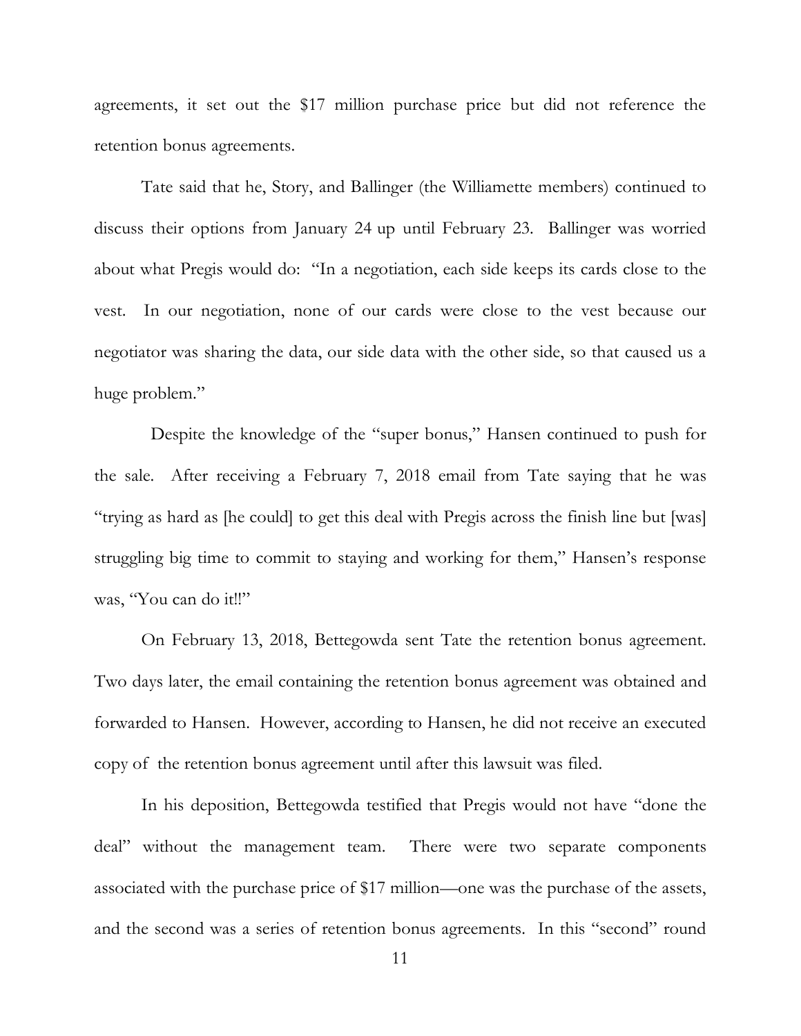agreements, it set out the $17 million purchase price but did not reference the retention bonus agreements.

Tate said that he, Story, and Ballinger (the Williamette members) continued to discuss their options from January 24 up until February 23. Ballinger was worried about what Pregis would do: "In a negotiation, each side keeps its cards close to the vest. In our negotiation, none of our cards were close to the vest because our negotiator was sharing the data, our side data with the other side, so that caused us a huge problem."

Despite the knowledge of the "super bonus," Hansen continued to push for the sale. After receiving a February 7, 2018 email from Tate saying that he was "trying as hard as [he could] to get this deal with Pregis across the finish line but [was] struggling big time to commit to staying and working for them," Hansen's response was, "You can do it!!"

On February 13, 2018, Bettegowda sent Tate the retention bonus agreement. Two days later, the email containing the retention bonus agreement was obtained and forwarded to Hansen. However, according to Hansen, he did not receive an executed copy of the retention bonus agreement until after this lawsuit was filed.

In his deposition, Bettegowda testified that Pregis would not have "done the deal" without the management team. There were two separate components associated with the purchase price of $17 million—one was the purchase of the assets, and the second was a series of retention bonus agreements. In this "second" round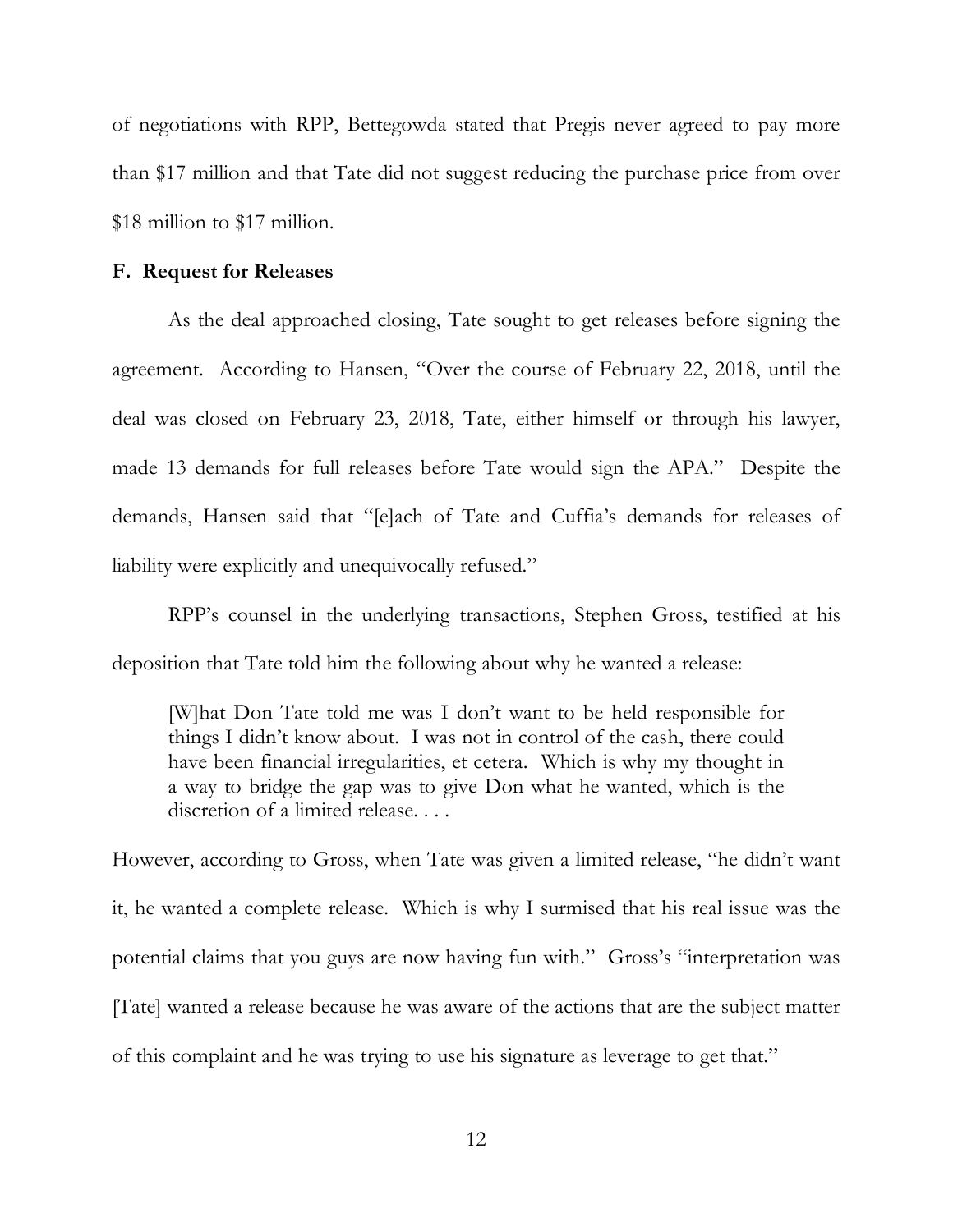of negotiations with RPP, Bettegowda stated that Pregis never agreed to pay more than $17 million and that Tate did not suggest reducing the purchase price from over $18 million to $17 million.

### F. Request for Releases

As the deal approached closing, Tate sought to get releases before signing the agreement. According to Hansen, "Over the course of February 22, 2018, until the deal was closed on February 23, 2018, Tate, either himself or through his lawyer, made 13 demands for full releases before Tate would sign the APA." Despite the demands, Hansen said that "[e]ach of Tate and Cuffia's demands for releases of liability were explicitly and unequivocally refused."

RPP's counsel in the underlying transactions, Stephen Gross, testified at his deposition that Tate told him the following about why he wanted a release:

> [W]hat Don Tate told me was I don't want to be held responsible for things I didn't know about. I was not in control of the cash, there could have been financial irregularities, et cetera. Which is why my thought in a way to bridge the gap was to give Don what he wanted, which is the discretion of a limited release. . . .

However, according to Gross, when Tate was given a limited release, "he didn't want it, he wanted a complete release. Which is why I surmised that his real issue was the potential claims that you guys are now having fun with." Gross's "interpretation was [Tate] wanted a release because he was aware of the actions that are the subject matter of this complaint and he was trying to use his signature as leverage to get that."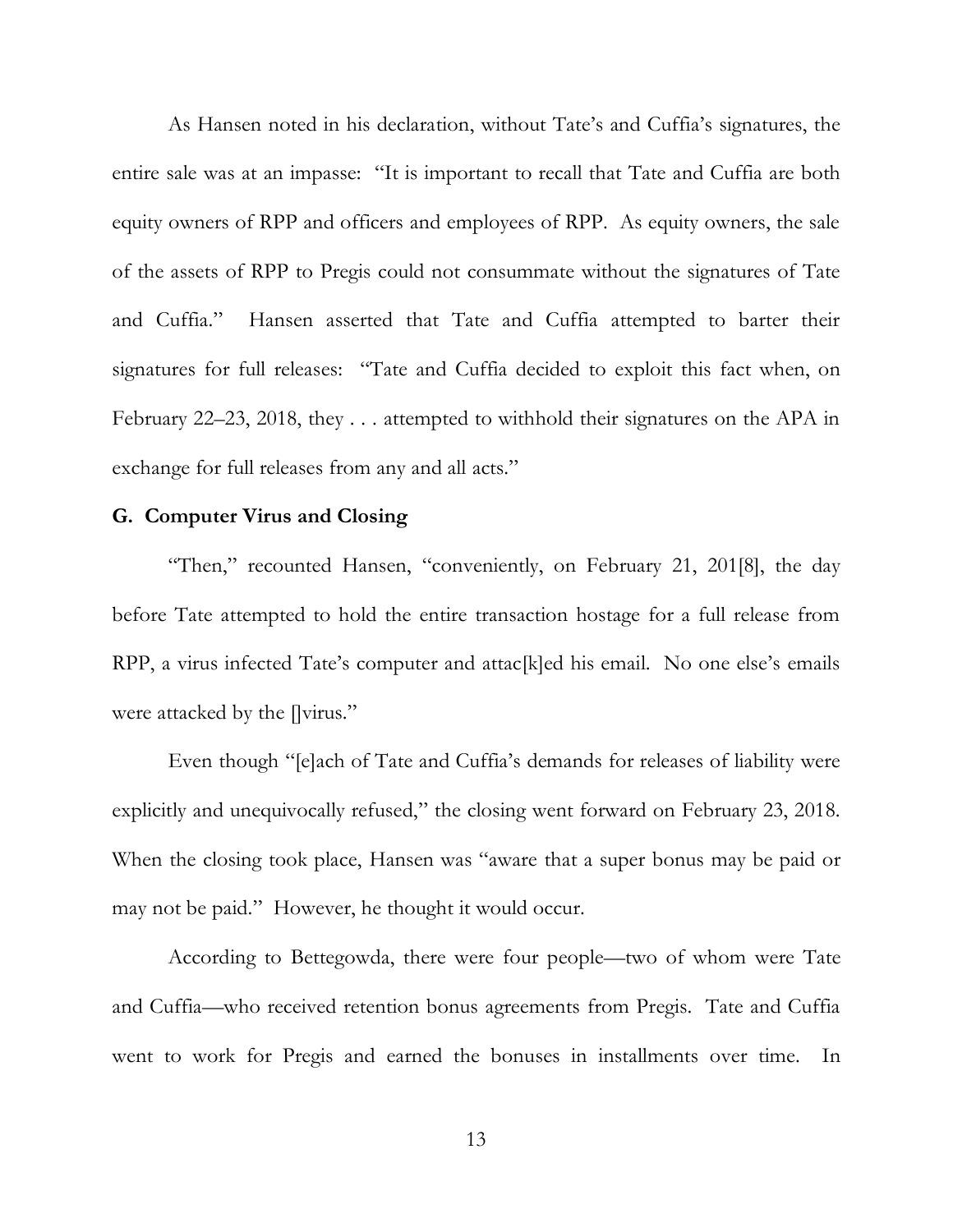As Hansen noted in his declaration, without Tate's and Cuffia's signatures, the entire sale was at an impasse: "It is important to recall that Tate and Cuffia are both equity owners of RPP and officers and employees of RPP. As equity owners, the sale of the assets of RPP to Pregis could not consummate without the signatures of Tate and Cuffia." Hansen asserted that Tate and Cuffia attempted to barter their signatures for full releases: "Tate and Cuffia decided to exploit this fact when, on February 22–23, 2018, they . . . attempted to withhold their signatures on the APA in exchange for full releases from any and all acts."

### G. Computer Virus and Closing

"Then," recounted Hansen, "conveniently, on February 21, 201[8], the day before Tate attempted to hold the entire transaction hostage for a full release from RPP, a virus infected Tate's computer and attac[k]ed his email. No one else's emails were attacked by the []virus."

Even though "[e]ach of Tate and Cuffia's demands for releases of liability were explicitly and unequivocally refused," the closing went forward on February 23, 2018. When the closing took place, Hansen was "aware that a super bonus may be paid or may not be paid." However, he thought it would occur.

According to Bettegowda, there were four people—two of whom were Tate and Cuffia—who received retention bonus agreements from Pregis. Tate and Cuffia went to work for Pregis and earned the bonuses in installments over time. In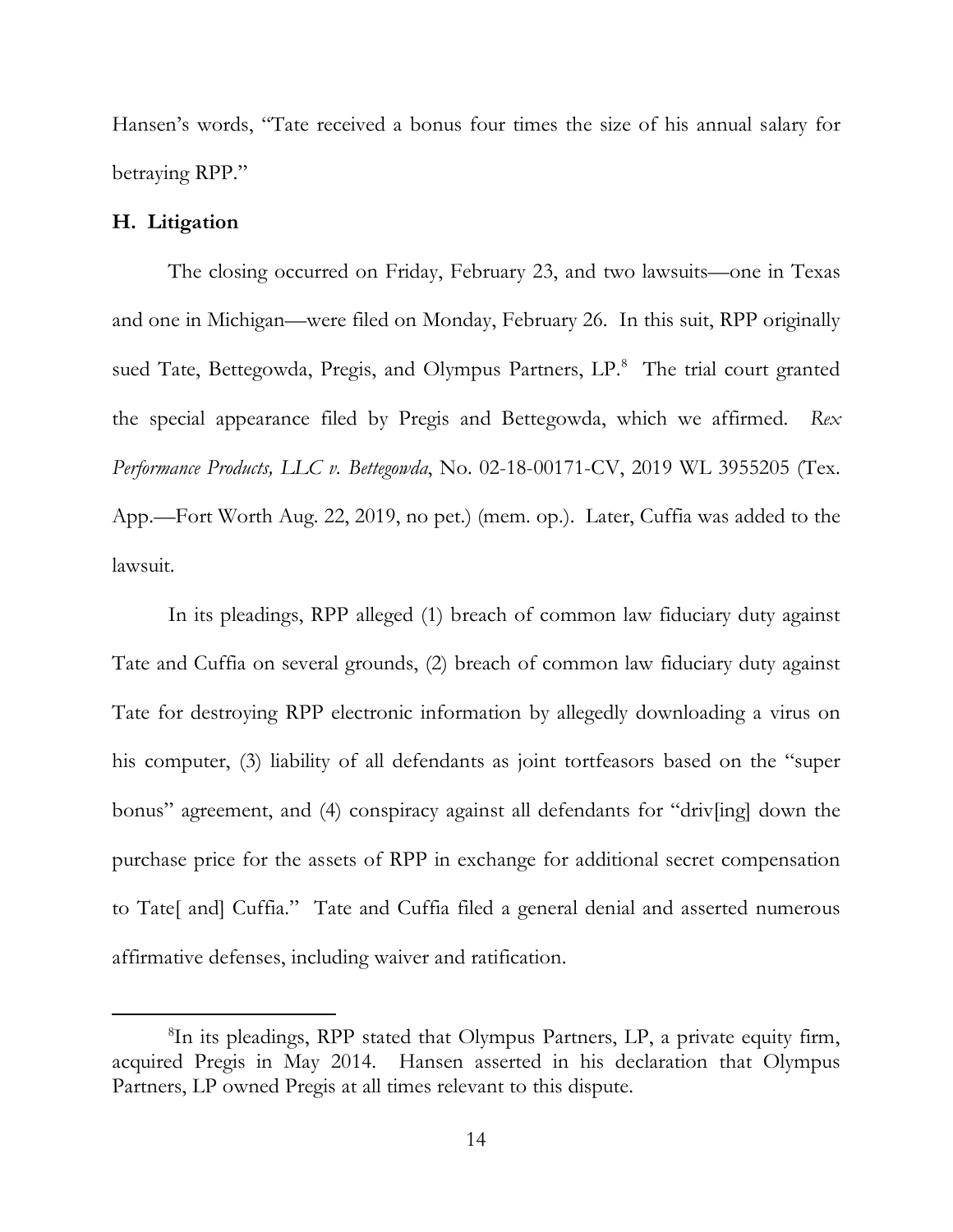Hansen's words, "Tate received a bonus four times the size of his annual salary for betraying RPP."

### H. Litigation

The closing occurred on Friday, February 23, and two lawsuits—one in Texas and one in Michigan—were filed on Monday, February 26. In this suit, RPP originally sued Tate, Bettegowda, Pregis, and Olympus Partners, LP.[8] The trial court granted the special appearance filed by Pregis and Bettegowda, which we affirmed. *Rex Performance Products, LLC v. Bettegowda*, No. 02-18-00171-CV, 2019 WL 3955205 (Tex. App.—Fort Worth Aug. 22, 2019, no pet.) (mem. op.). Later, Cuffia was added to the lawsuit.

In its pleadings, RPP alleged (1) breach of common law fiduciary duty against Tate and Cuffia on several grounds, (2) breach of common law fiduciary duty against Tate for destroying RPP electronic information by allegedly downloading a virus on his computer, (3) liability of all defendants as joint tortfeasors based on the "super bonus" agreement, and (4) conspiracy against all defendants for "driv[ing] down the purchase price for the assets of RPP in exchange for additional secret compensation to Tate[ and] Cuffia." Tate and Cuffia filed a general denial and asserted numerous affirmative defenses, including waiver and ratification.

---

[8]In its pleadings, RPP stated that Olympus Partners, LP, a private equity firm, acquired Pregis in May 2014. Hansen asserted in his declaration that Olympus Partners, LP owned Pregis at all times relevant to this dispute.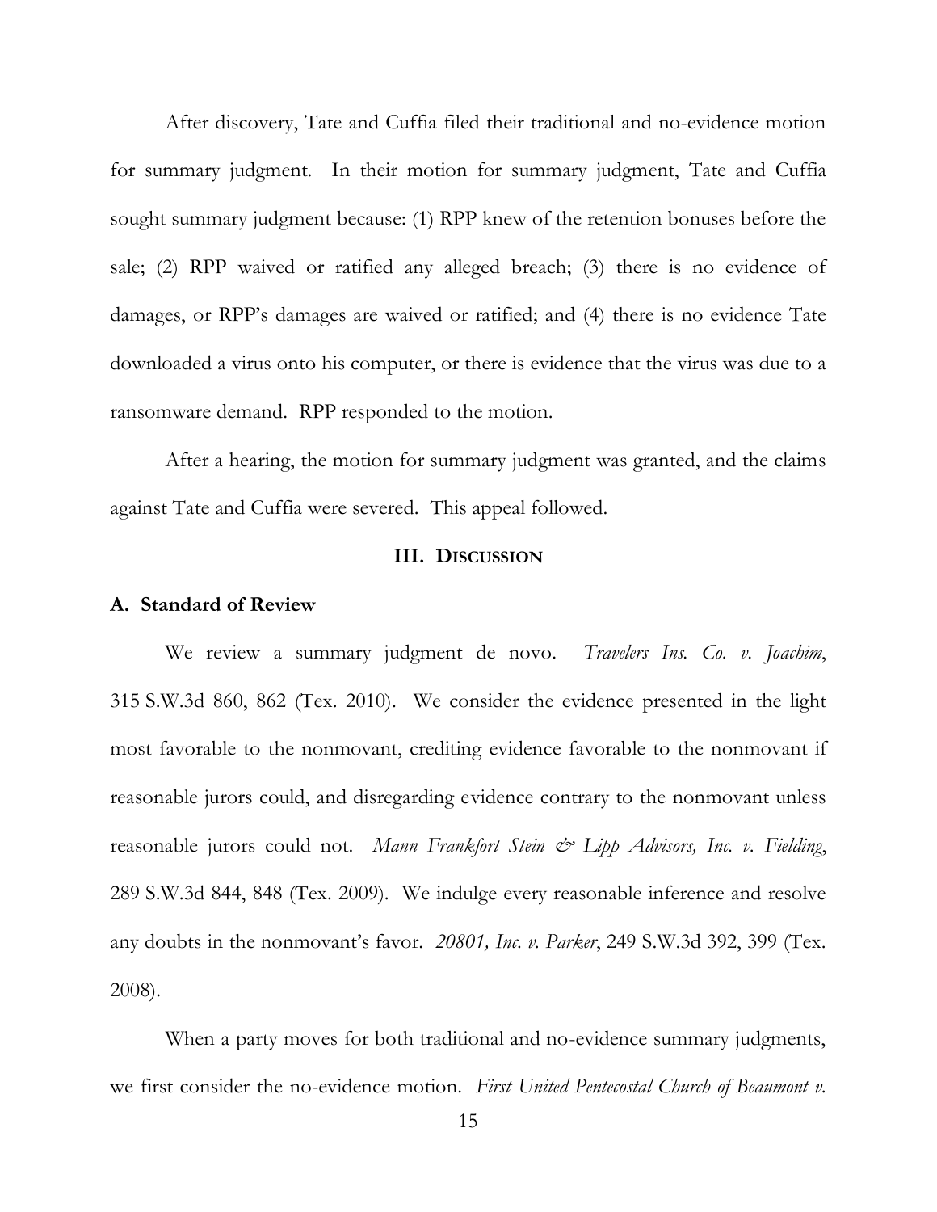After discovery, Tate and Cuffia filed their traditional and no-evidence motion for summary judgment. In their motion for summary judgment, Tate and Cuffia sought summary judgment because: (1) RPP knew of the retention bonuses before the sale; (2) RPP waived or ratified any alleged breach; (3) there is no evidence of damages, or RPP's damages are waived or ratified; and (4) there is no evidence Tate downloaded a virus onto his computer, or there is evidence that the virus was due to a ransomware demand. RPP responded to the motion.

After a hearing, the motion for summary judgment was granted, and the claims against Tate and Cuffia were severed. This appeal followed.

## III. Discussion

### A. Standard of Review

We review a summary judgment de novo. *Travelers Ins. Co. v. Joachim*, 315 S.W.3d 860, 862 (Tex. 2010). We consider the evidence presented in the light most favorable to the nonmovant, crediting evidence favorable to the nonmovant if reasonable jurors could, and disregarding evidence contrary to the nonmovant unless reasonable jurors could not. *Mann Frankfort Stein & Lipp Advisors, Inc. v. Fielding*, 289 S.W.3d 844, 848 (Tex. 2009). We indulge every reasonable inference and resolve any doubts in the nonmovant's favor. *20801, Inc. v. Parker*, 249 S.W.3d 392, 399 (Tex. 2008).

When a party moves for both traditional and no-evidence summary judgments, we first consider the no-evidence motion. *First United Pentecostal Church of Beaumont v.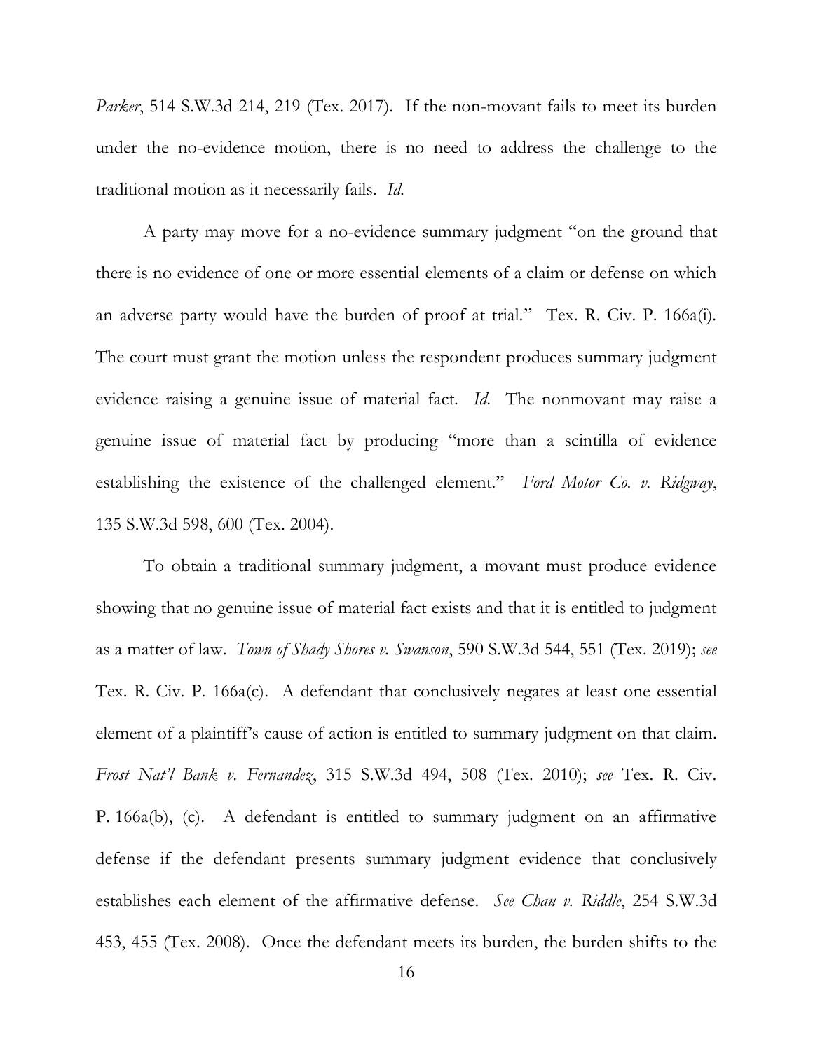*Parker*, 514 S.W.3d 214, 219 (Tex. 2017). If the non-movant fails to meet its burden under the no-evidence motion, there is no need to address the challenge to the traditional motion as it necessarily fails. *Id.*

A party may move for a no-evidence summary judgment "on the ground that there is no evidence of one or more essential elements of a claim or defense on which an adverse party would have the burden of proof at trial." Tex. R. Civ. P. 166a(i). The court must grant the motion unless the respondent produces summary judgment evidence raising a genuine issue of material fact. *Id.* The nonmovant may raise a genuine issue of material fact by producing "more than a scintilla of evidence establishing the existence of the challenged element." *Ford Motor Co. v. Ridgway*, 135 S.W.3d 598, 600 (Tex. 2004).

To obtain a traditional summary judgment, a movant must produce evidence showing that no genuine issue of material fact exists and that it is entitled to judgment as a matter of law. *Town of Shady Shores v. Swanson*, 590 S.W.3d 544, 551 (Tex. 2019); *see* Tex. R. Civ. P. 166a(c). A defendant that conclusively negates at least one essential element of a plaintiff's cause of action is entitled to summary judgment on that claim. *Frost Nat'l Bank v. Fernandez*, 315 S.W.3d 494, 508 (Tex. 2010); *see* Tex. R. Civ. P. 166a(b), (c). A defendant is entitled to summary judgment on an affirmative defense if the defendant presents summary judgment evidence that conclusively establishes each element of the affirmative defense. *See Chau v. Riddle*, 254 S.W.3d 453, 455 (Tex. 2008). Once the defendant meets its burden, the burden shifts to the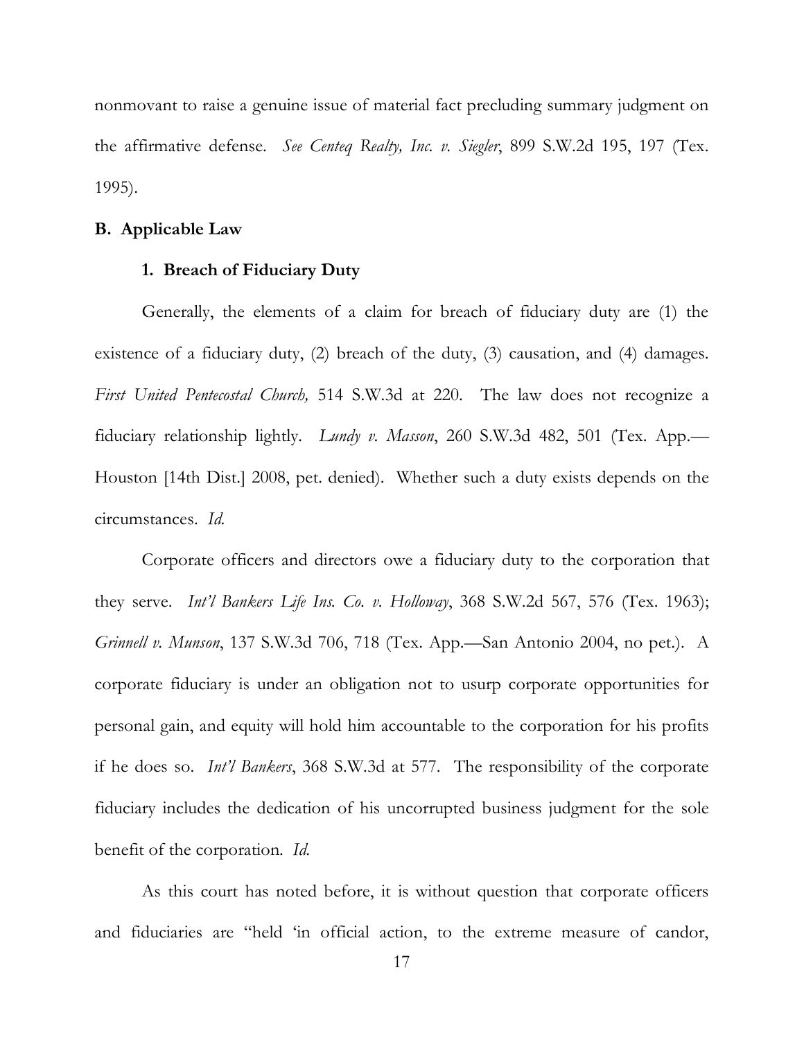nonmovant to raise a genuine issue of material fact precluding summary judgment on the affirmative defense. *See Centeq Realty, Inc. v. Siegler*, 899 S.W.2d 195, 197 (Tex. 1995).

## B. Applicable Law

### 1. Breach of Fiduciary Duty

Generally, the elements of a claim for breach of fiduciary duty are (1) the existence of a fiduciary duty, (2) breach of the duty, (3) causation, and (4) damages. *First United Pentecostal Church,* 514 S.W.3d at 220. The law does not recognize a fiduciary relationship lightly. *Lundy v. Masson*, 260 S.W.3d 482, 501 (Tex. App.—Houston [14th Dist.] 2008, pet. denied). Whether such a duty exists depends on the circumstances. *Id.*

Corporate officers and directors owe a fiduciary duty to the corporation that they serve. *Int'l Bankers Life Ins. Co. v. Holloway*, 368 S.W.2d 567, 576 (Tex. 1963); *Grinnell v. Munson*, 137 S.W.3d 706, 718 (Tex. App.—San Antonio 2004, no pet.). A corporate fiduciary is under an obligation not to usurp corporate opportunities for personal gain, and equity will hold him accountable to the corporation for his profits if he does so. *Int'l Bankers*, 368 S.W.3d at 577. The responsibility of the corporate fiduciary includes the dedication of his uncorrupted business judgment for the sole benefit of the corporation. *Id.*

As this court has noted before, it is without question that corporate officers and fiduciaries are "held 'in official action, to the extreme measure of candor,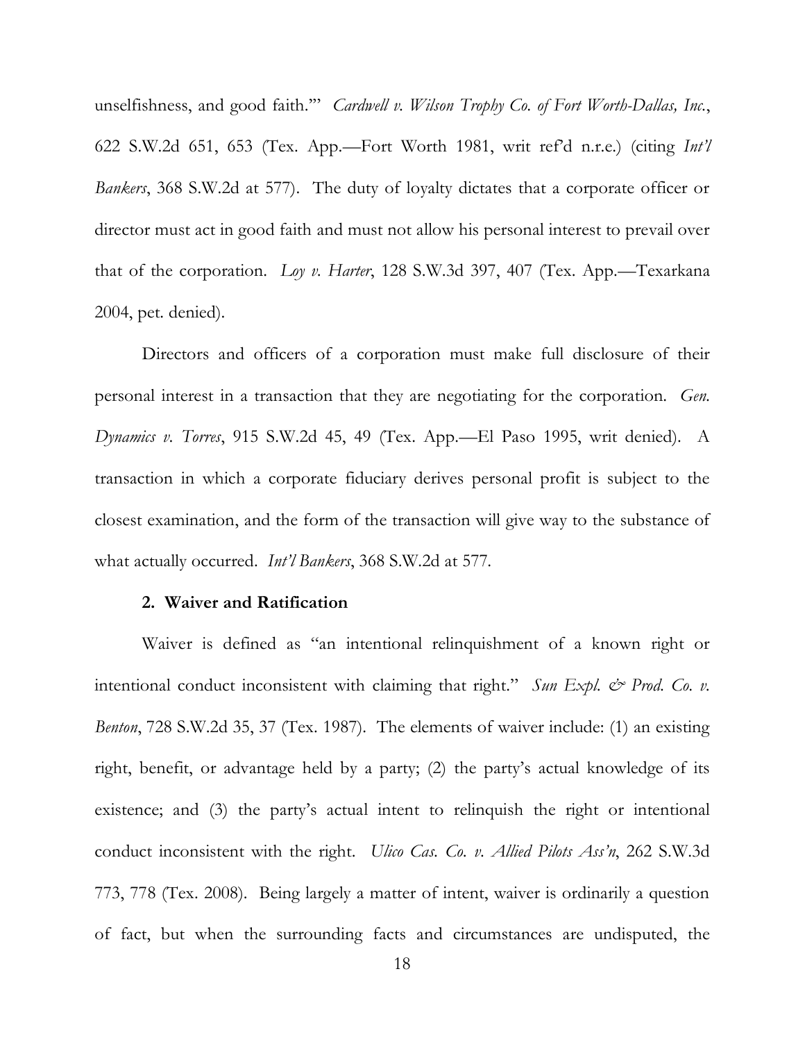unselfishness, and good faith.'" *Cardwell v. Wilson Trophy Co. of Fort Worth-Dallas, Inc.*, 622 S.W.2d 651, 653 (Tex. App.—Fort Worth 1981, writ ref'd n.r.e.) (citing *Int'l Bankers*, 368 S.W.2d at 577). The duty of loyalty dictates that a corporate officer or director must act in good faith and must not allow his personal interest to prevail over that of the corporation. *Loy v. Harter*, 128 S.W.3d 397, 407 (Tex. App.—Texarkana 2004, pet. denied).

Directors and officers of a corporation must make full disclosure of their personal interest in a transaction that they are negotiating for the corporation. *Gen. Dynamics v. Torres*, 915 S.W.2d 45, 49 (Tex. App.—El Paso 1995, writ denied). A transaction in which a corporate fiduciary derives personal profit is subject to the closest examination, and the form of the transaction will give way to the substance of what actually occurred. *Int'l Bankers*, 368 S.W.2d at 577.

**2. Waiver and Ratification**

Waiver is defined as "an intentional relinquishment of a known right or intentional conduct inconsistent with claiming that right." *Sun Expl. & Prod. Co. v. Benton*, 728 S.W.2d 35, 37 (Tex. 1987). The elements of waiver include: (1) an existing right, benefit, or advantage held by a party; (2) the party's actual knowledge of its existence; and (3) the party's actual intent to relinquish the right or intentional conduct inconsistent with the right. *Ulico Cas. Co. v. Allied Pilots Ass'n*, 262 S.W.3d 773, 778 (Tex. 2008). Being largely a matter of intent, waiver is ordinarily a question of fact, but when the surrounding facts and circumstances are undisputed, the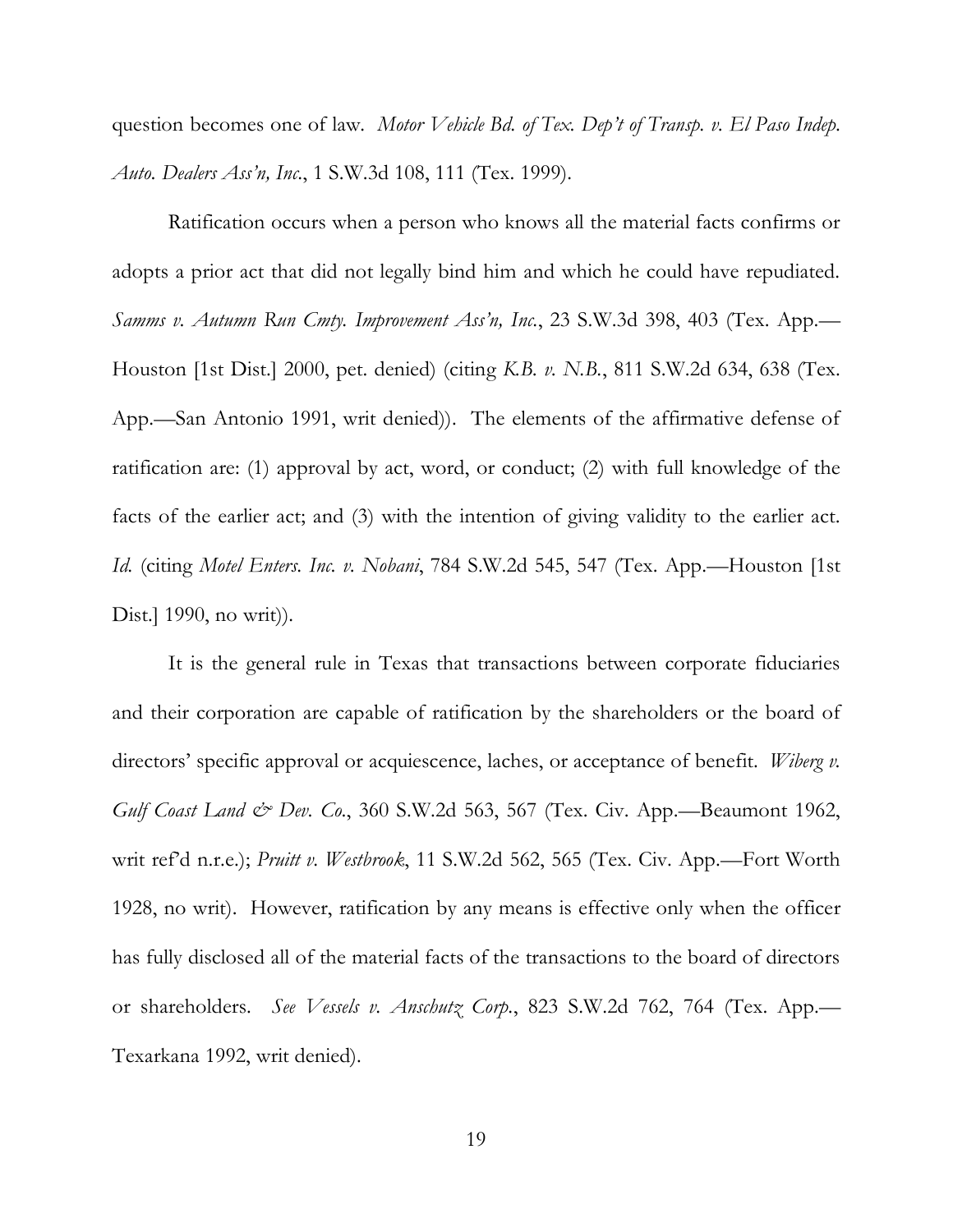question becomes one of law. *Motor Vehicle Bd. of Tex. Dep't of Transp. v. El Paso Indep. Auto. Dealers Ass'n, Inc.*, 1 S.W.3d 108, 111 (Tex. 1999).

Ratification occurs when a person who knows all the material facts confirms or adopts a prior act that did not legally bind him and which he could have repudiated. *Samms v. Autumn Run Cmty. Improvement Ass'n, Inc.*, 23 S.W.3d 398, 403 (Tex. App.—Houston [1st Dist.] 2000, pet. denied) (citing *K.B. v. N.B.*, 811 S.W.2d 634, 638 (Tex. App.—San Antonio 1991, writ denied)). The elements of the affirmative defense of ratification are: (1) approval by act, word, or conduct; (2) with full knowledge of the facts of the earlier act; and (3) with the intention of giving validity to the earlier act. *Id.* (citing *Motel Enters. Inc. v. Nobani*, 784 S.W.2d 545, 547 (Tex. App.—Houston [1st Dist.] 1990, no writ)).

It is the general rule in Texas that transactions between corporate fiduciaries and their corporation are capable of ratification by the shareholders or the board of directors' specific approval or acquiescence, laches, or acceptance of benefit. *Wiberg v. Gulf Coast Land & Dev. Co.*, 360 S.W.2d 563, 567 (Tex. Civ. App.—Beaumont 1962, writ ref'd n.r.e.); *Pruitt v. Westbrook*, 11 S.W.2d 562, 565 (Tex. Civ. App.—Fort Worth 1928, no writ). However, ratification by any means is effective only when the officer has fully disclosed all of the material facts of the transactions to the board of directors or shareholders. *See Vessels v. Anschutz Corp.*, 823 S.W.2d 762, 764 (Tex. App.—Texarkana 1992, writ denied).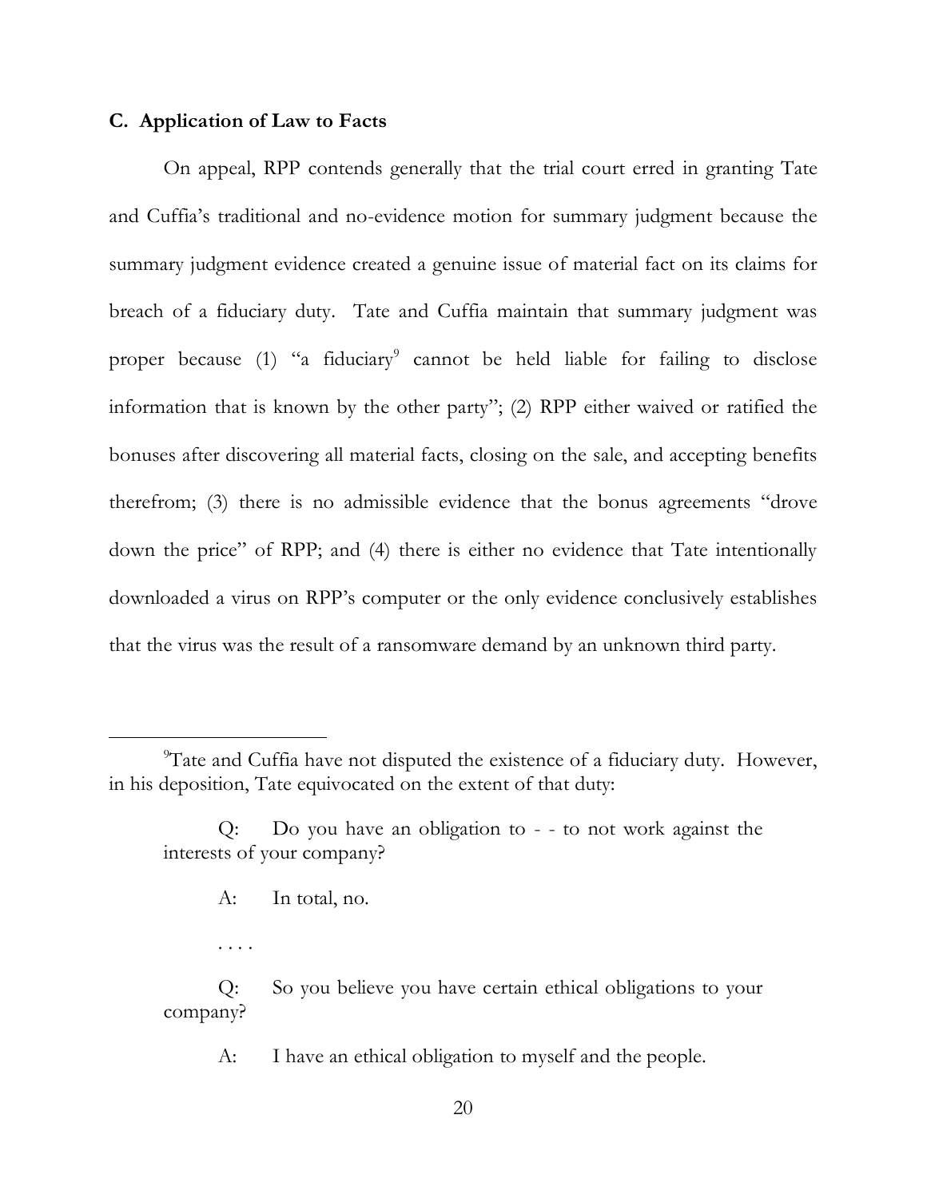### C. Application of Law to Facts

On appeal, RPP contends generally that the trial court erred in granting Tate and Cuffia's traditional and no-evidence motion for summary judgment because the summary judgment evidence created a genuine issue of material fact on its claims for breach of a fiduciary duty. Tate and Cuffia maintain that summary judgment was proper because (1) "a fiduciary[9] cannot be held liable for failing to disclose information that is known by the other party"; (2) RPP either waived or ratified the bonuses after discovering all material facts, closing on the sale, and accepting benefits therefrom; (3) there is no admissible evidence that the bonus agreements "drove down the price" of RPP; and (4) there is either no evidence that Tate intentionally downloaded a virus on RPP's computer or the only evidence conclusively establishes that the virus was the result of a ransomware demand by an unknown third party.

---

[9]Tate and Cuffia have not disputed the existence of a fiduciary duty. However, in his deposition, Tate equivocated on the extent of that duty:

> Q: Do you have an obligation to - - to not work against the interests of your company?
>
> A: In total, no.
>
> . . . .
>
> Q: So you believe you have certain ethical obligations to your company?
>
> A: I have an ethical obligation to myself and the people.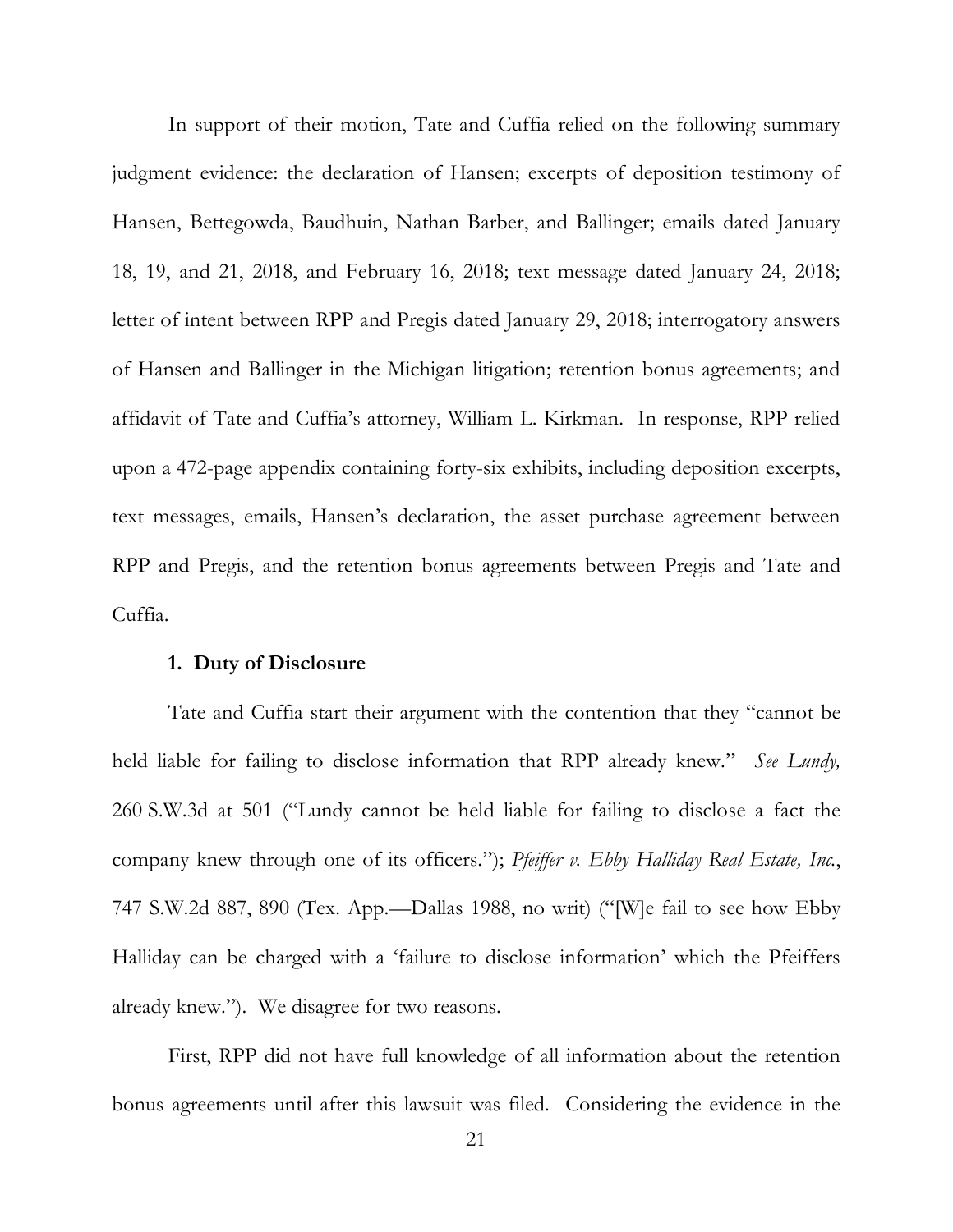In support of their motion, Tate and Cuffia relied on the following summary judgment evidence: the declaration of Hansen; excerpts of deposition testimony of Hansen, Bettegowda, Baudhuin, Nathan Barber, and Ballinger; emails dated January 18, 19, and 21, 2018, and February 16, 2018; text message dated January 24, 2018; letter of intent between RPP and Pregis dated January 29, 2018; interrogatory answers of Hansen and Ballinger in the Michigan litigation; retention bonus agreements; and affidavit of Tate and Cuffia's attorney, William L. Kirkman. In response, RPP relied upon a 472-page appendix containing forty-six exhibits, including deposition excerpts, text messages, emails, Hansen's declaration, the asset purchase agreement between RPP and Pregis, and the retention bonus agreements between Pregis and Tate and Cuffia.

### 1. Duty of Disclosure

Tate and Cuffia start their argument with the contention that they "cannot be held liable for failing to disclose information that RPP already knew." *See Lundy,* 260 S.W.3d at 501 ("Lundy cannot be held liable for failing to disclose a fact the company knew through one of its officers."); *Pfeiffer v. Ebby Halliday Real Estate, Inc.*, 747 S.W.2d 887, 890 (Tex. App.—Dallas 1988, no writ) ("[W]e fail to see how Ebby Halliday can be charged with a 'failure to disclose information' which the Pfeiffers already knew."). We disagree for two reasons.

First, RPP did not have full knowledge of all information about the retention bonus agreements until after this lawsuit was filed. Considering the evidence in the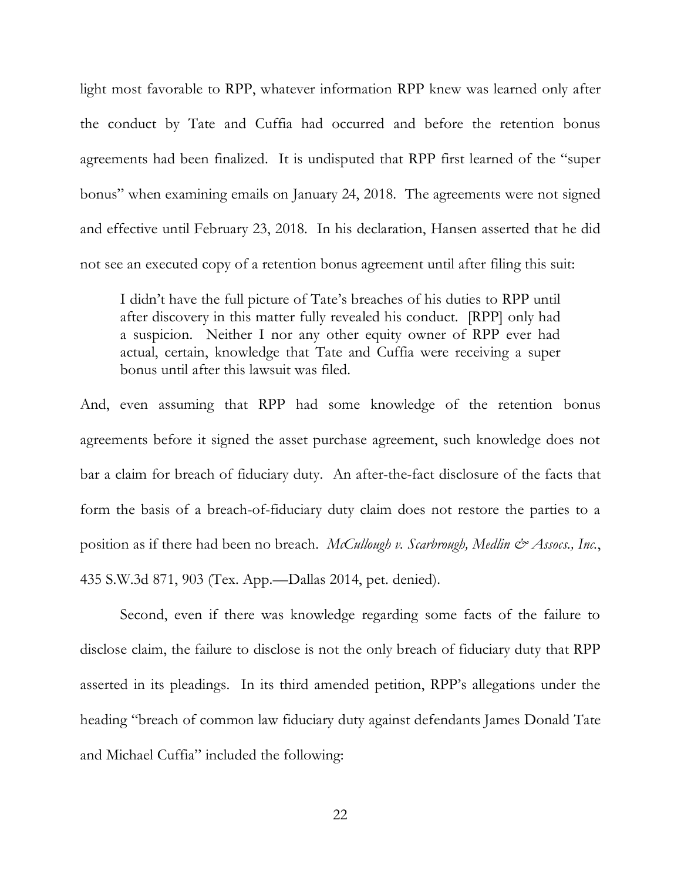light most favorable to RPP, whatever information RPP knew was learned only after the conduct by Tate and Cuffia had occurred and before the retention bonus agreements had been finalized. It is undisputed that RPP first learned of the "super bonus" when examining emails on January 24, 2018. The agreements were not signed and effective until February 23, 2018. In his declaration, Hansen asserted that he did not see an executed copy of a retention bonus agreement until after filing this suit:

> I didn't have the full picture of Tate's breaches of his duties to RPP until after discovery in this matter fully revealed his conduct. [RPP] only had a suspicion. Neither I nor any other equity owner of RPP ever had actual, certain, knowledge that Tate and Cuffia were receiving a super bonus until after this lawsuit was filed.

And, even assuming that RPP had some knowledge of the retention bonus agreements before it signed the asset purchase agreement, such knowledge does not bar a claim for breach of fiduciary duty. An after-the-fact disclosure of the facts that form the basis of a breach-of-fiduciary duty claim does not restore the parties to a position as if there had been no breach. *McCullough v. Scarbrough, Medlin & Assocs., Inc.*, 435 S.W.3d 871, 903 (Tex. App.—Dallas 2014, pet. denied).

Second, even if there was knowledge regarding some facts of the failure to disclose claim, the failure to disclose is not the only breach of fiduciary duty that RPP asserted in its pleadings. In its third amended petition, RPP's allegations under the heading "breach of common law fiduciary duty against defendants James Donald Tate and Michael Cuffia" included the following: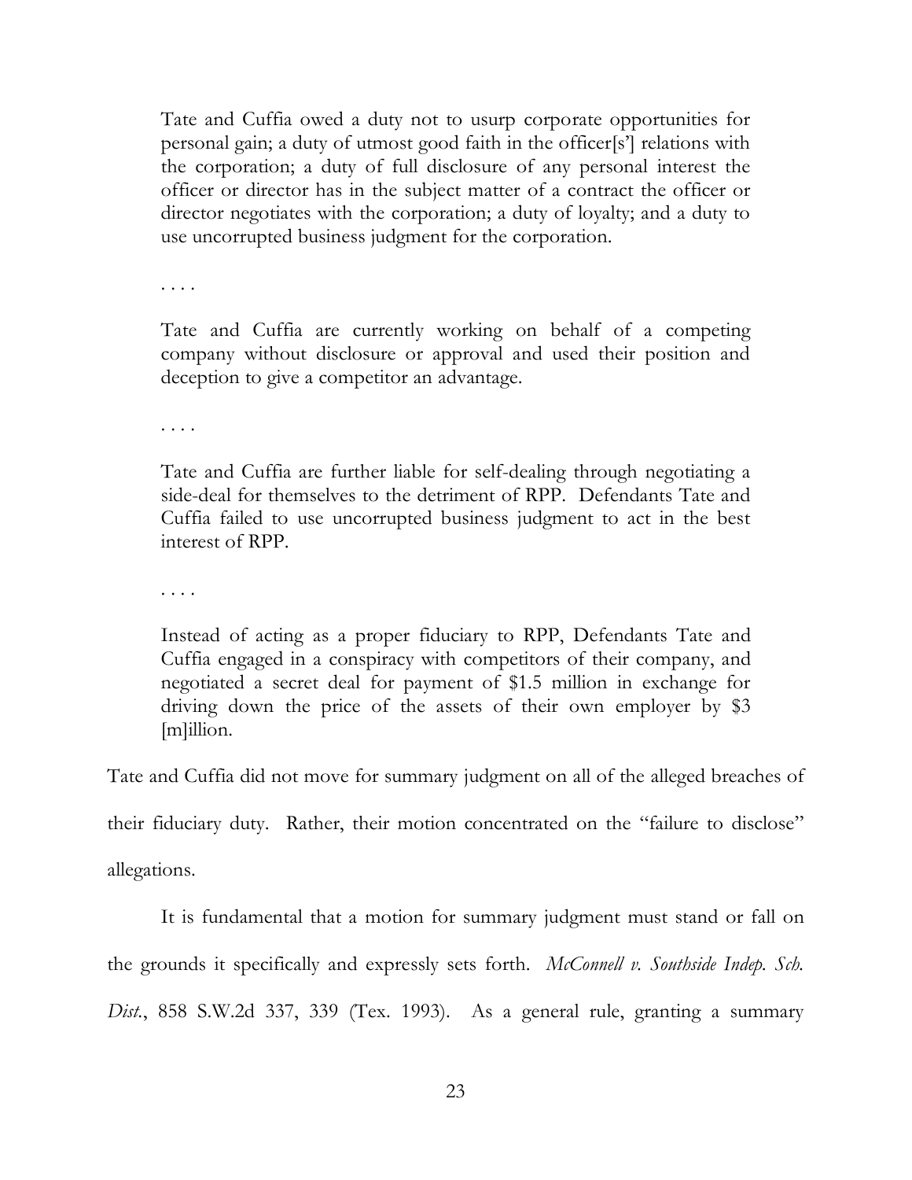> Tate and Cuffia owed a duty not to usurp corporate opportunities for personal gain; a duty of utmost good faith in the officer[s'] relations with the corporation; a duty of full disclosure of any personal interest the officer or director has in the subject matter of a contract the officer or director negotiates with the corporation; a duty of loyalty; and a duty to use uncorrupted business judgment for the corporation.
>
> . . . .
>
> Tate and Cuffia are currently working on behalf of a competing company without disclosure or approval and used their position and deception to give a competitor an advantage.
>
> . . . .
>
> Tate and Cuffia are further liable for self-dealing through negotiating a side-deal for themselves to the detriment of RPP. Defendants Tate and Cuffia failed to use uncorrupted business judgment to act in the best interest of RPP.
>
> . . . .
>
> Instead of acting as a proper fiduciary to RPP, Defendants Tate and Cuffia engaged in a conspiracy with competitors of their company, and negotiated a secret deal for payment of $1.5 million in exchange for driving down the price of the assets of their own employer by $3 [m]illion.

Tate and Cuffia did not move for summary judgment on all of the alleged breaches of their fiduciary duty. Rather, their motion concentrated on the "failure to disclose" allegations.

It is fundamental that a motion for summary judgment must stand or fall on the grounds it specifically and expressly sets forth. *McConnell v. Southside Indep. Sch. Dist.*, 858 S.W.2d 337, 339 (Tex. 1993). As a general rule, granting a summary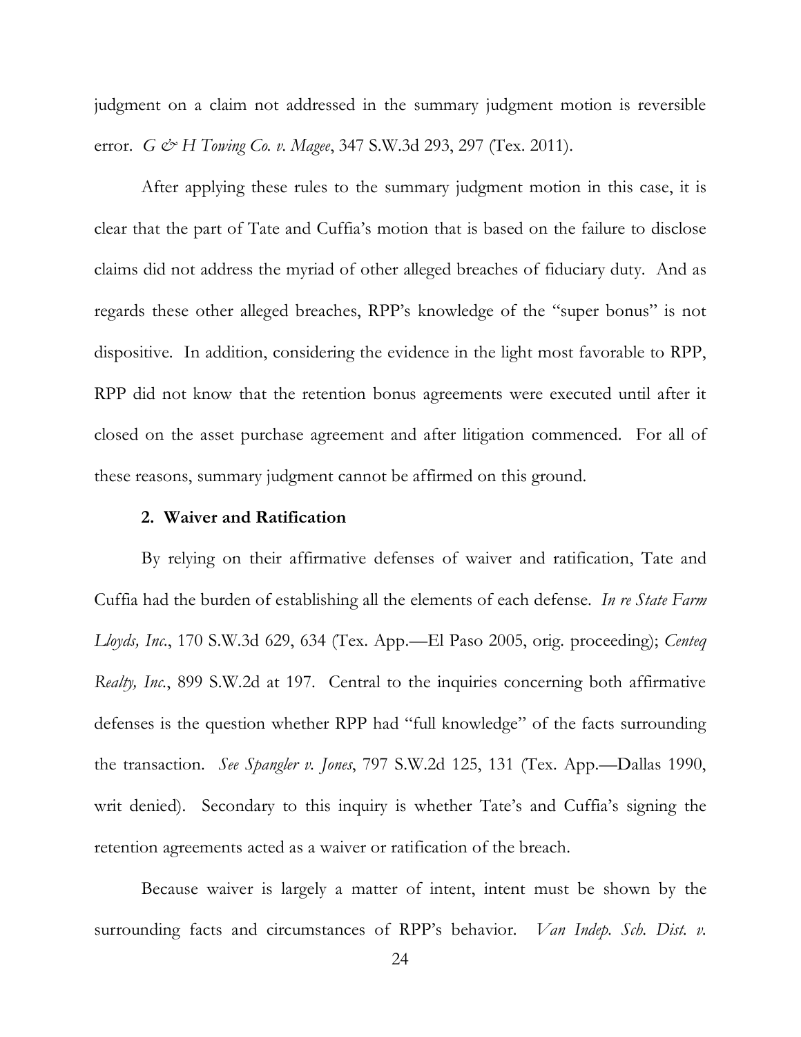judgment on a claim not addressed in the summary judgment motion is reversible error. *G & H Towing Co. v. Magee*, 347 S.W.3d 293, 297 (Tex. 2011).

After applying these rules to the summary judgment motion in this case, it is clear that the part of Tate and Cuffia's motion that is based on the failure to disclose claims did not address the myriad of other alleged breaches of fiduciary duty. And as regards these other alleged breaches, RPP's knowledge of the "super bonus" is not dispositive. In addition, considering the evidence in the light most favorable to RPP, RPP did not know that the retention bonus agreements were executed until after it closed on the asset purchase agreement and after litigation commenced. For all of these reasons, summary judgment cannot be affirmed on this ground.

**2. Waiver and Ratification**

By relying on their affirmative defenses of waiver and ratification, Tate and Cuffia had the burden of establishing all the elements of each defense. *In re State Farm Lloyds, Inc.*, 170 S.W.3d 629, 634 (Tex. App.—El Paso 2005, orig. proceeding); *Centeq Realty, Inc.*, 899 S.W.2d at 197. Central to the inquiries concerning both affirmative defenses is the question whether RPP had "full knowledge" of the facts surrounding the transaction. *See Spangler v. Jones*, 797 S.W.2d 125, 131 (Tex. App.—Dallas 1990, writ denied). Secondary to this inquiry is whether Tate's and Cuffia's signing the retention agreements acted as a waiver or ratification of the breach.

Because waiver is largely a matter of intent, intent must be shown by the surrounding facts and circumstances of RPP's behavior. *Van Indep. Sch. Dist. v.*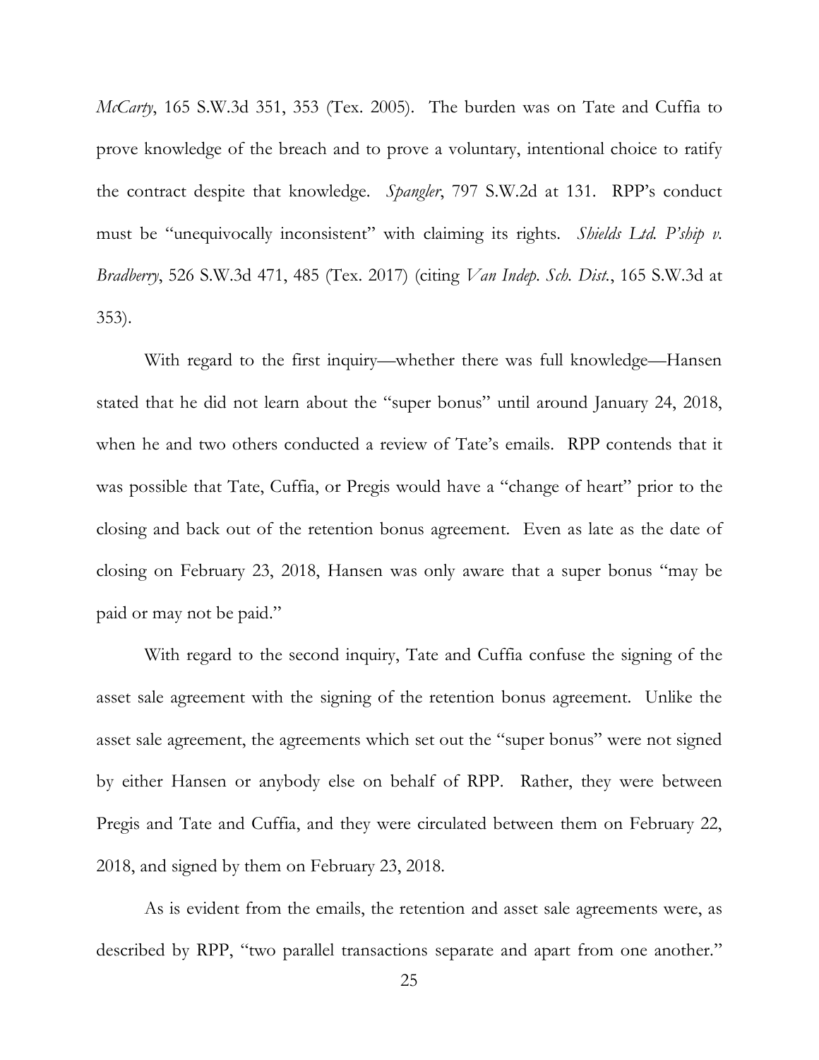*McCarty*, 165 S.W.3d 351, 353 (Tex. 2005). The burden was on Tate and Cuffia to prove knowledge of the breach and to prove a voluntary, intentional choice to ratify the contract despite that knowledge. *Spangler*, 797 S.W.2d at 131. RPP's conduct must be "unequivocally inconsistent" with claiming its rights. *Shields Ltd. P'ship v. Bradberry*, 526 S.W.3d 471, 485 (Tex. 2017) (citing *Van Indep. Sch. Dist.*, 165 S.W.3d at 353).

With regard to the first inquiry—whether there was full knowledge—Hansen stated that he did not learn about the "super bonus" until around January 24, 2018, when he and two others conducted a review of Tate's emails. RPP contends that it was possible that Tate, Cuffia, or Pregis would have a "change of heart" prior to the closing and back out of the retention bonus agreement. Even as late as the date of closing on February 23, 2018, Hansen was only aware that a super bonus "may be paid or may not be paid."

With regard to the second inquiry, Tate and Cuffia confuse the signing of the asset sale agreement with the signing of the retention bonus agreement. Unlike the asset sale agreement, the agreements which set out the "super bonus" were not signed by either Hansen or anybody else on behalf of RPP. Rather, they were between Pregis and Tate and Cuffia, and they were circulated between them on February 22, 2018, and signed by them on February 23, 2018.

As is evident from the emails, the retention and asset sale agreements were, as described by RPP, "two parallel transactions separate and apart from one another."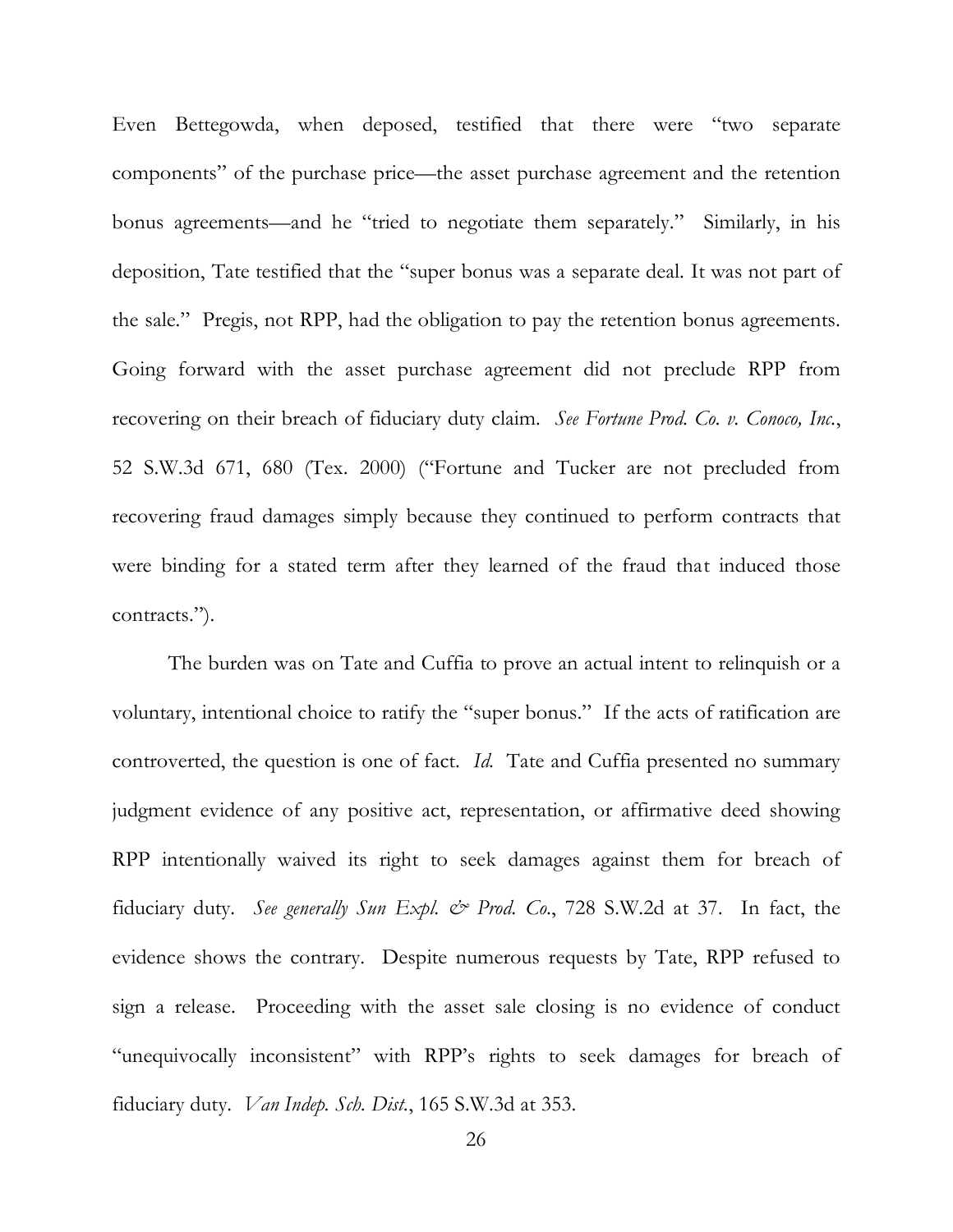Even Bettegowda, when deposed, testified that there were "two separate components" of the purchase price—the asset purchase agreement and the retention bonus agreements—and he "tried to negotiate them separately." Similarly, in his deposition, Tate testified that the "super bonus was a separate deal. It was not part of the sale." Pregis, not RPP, had the obligation to pay the retention bonus agreements. Going forward with the asset purchase agreement did not preclude RPP from recovering on their breach of fiduciary duty claim. *See Fortune Prod. Co. v. Conoco, Inc.*, 52 S.W.3d 671, 680 (Tex. 2000) ("Fortune and Tucker are not precluded from recovering fraud damages simply because they continued to perform contracts that were binding for a stated term after they learned of the fraud that induced those contracts.").

The burden was on Tate and Cuffia to prove an actual intent to relinquish or a voluntary, intentional choice to ratify the "super bonus." If the acts of ratification are controverted, the question is one of fact. *Id.* Tate and Cuffia presented no summary judgment evidence of any positive act, representation, or affirmative deed showing RPP intentionally waived its right to seek damages against them for breach of fiduciary duty. *See generally Sun Expl. & Prod. Co.*, 728 S.W.2d at 37. In fact, the evidence shows the contrary. Despite numerous requests by Tate, RPP refused to sign a release. Proceeding with the asset sale closing is no evidence of conduct "unequivocally inconsistent" with RPP's rights to seek damages for breach of fiduciary duty. *Van Indep. Sch. Dist.*, 165 S.W.3d at 353.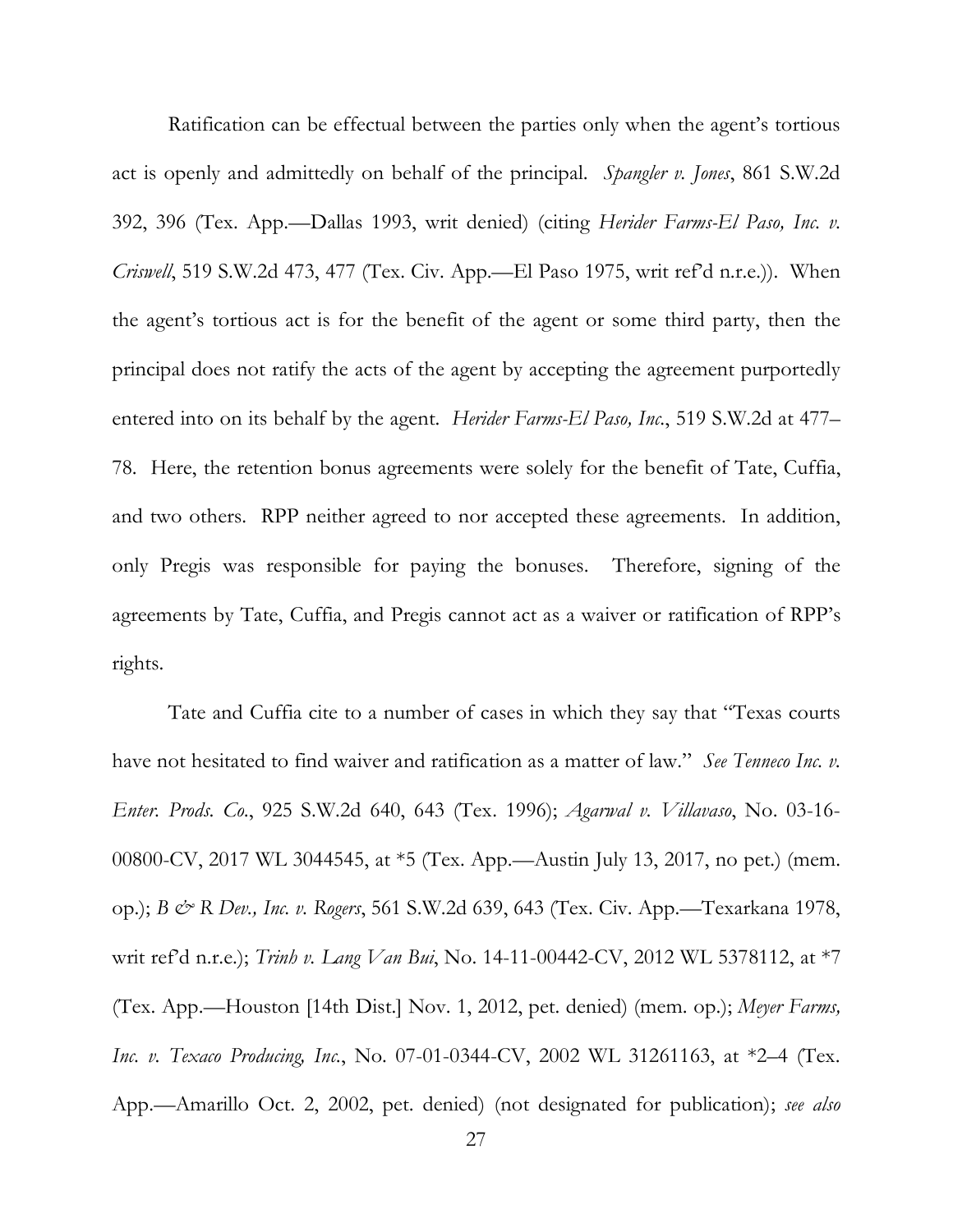Ratification can be effectual between the parties only when the agent's tortious act is openly and admittedly on behalf of the principal. *Spangler v. Jones*, 861 S.W.2d 392, 396 (Tex. App.—Dallas 1993, writ denied) (citing *Herider Farms-El Paso, Inc. v. Criswell*, 519 S.W.2d 473, 477 (Tex. Civ. App.—El Paso 1975, writ ref'd n.r.e.)). When the agent's tortious act is for the benefit of the agent or some third party, then the principal does not ratify the acts of the agent by accepting the agreement purportedly entered into on its behalf by the agent. *Herider Farms-El Paso, Inc.*, 519 S.W.2d at 477–78. Here, the retention bonus agreements were solely for the benefit of Tate, Cuffia, and two others. RPP neither agreed to nor accepted these agreements. In addition, only Pregis was responsible for paying the bonuses. Therefore, signing of the agreements by Tate, Cuffia, and Pregis cannot act as a waiver or ratification of RPP's rights.

Tate and Cuffia cite to a number of cases in which they say that "Texas courts have not hesitated to find waiver and ratification as a matter of law." *See Tenneco Inc. v. Enter. Prods. Co.*, 925 S.W.2d 640, 643 (Tex. 1996); *Agarwal v. Villavaso*, No. 03-16-00800-CV, 2017 WL 3044545, at *5 (Tex. App.—Austin July 13, 2017, no pet.) (mem. op.); *B & R Dev., Inc. v. Rogers*, 561 S.W.2d 639, 643 (Tex. Civ. App.—Texarkana 1978, writ ref'd n.r.e.); *Trinh v. Lang Van Bui*, No. 14-11-00442-CV, 2012 WL 5378112, at *7 (Tex. App.—Houston [14th Dist.] Nov. 1, 2012, pet. denied) (mem. op.); *Meyer Farms, Inc. v. Texaco Producing, Inc.*, No. 07-01-0344-CV, 2002 WL 31261163, at *2–4 (Tex. App.—Amarillo Oct. 2, 2002, pet. denied) (not designated for publication); *see also*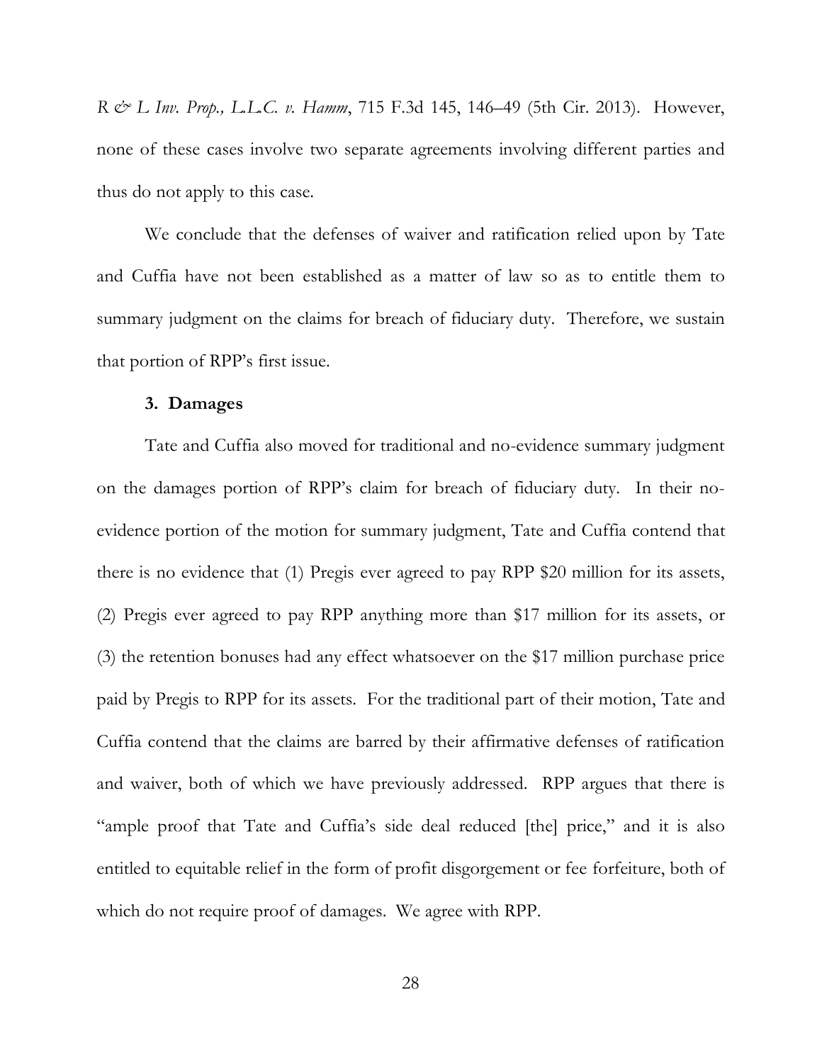*R & L Inv. Prop., L.L.C. v. Hamm*, 715 F.3d 145, 146–49 (5th Cir. 2013). However, none of these cases involve two separate agreements involving different parties and thus do not apply to this case.

We conclude that the defenses of waiver and ratification relied upon by Tate and Cuffia have not been established as a matter of law so as to entitle them to summary judgment on the claims for breach of fiduciary duty. Therefore, we sustain that portion of RPP's first issue.

### 3. Damages

Tate and Cuffia also moved for traditional and no-evidence summary judgment on the damages portion of RPP's claim for breach of fiduciary duty. In their no-evidence portion of the motion for summary judgment, Tate and Cuffia contend that there is no evidence that (1) Pregis ever agreed to pay RPP $20 million for its assets, (2) Pregis ever agreed to pay RPP anything more than $17 million for its assets, or (3) the retention bonuses had any effect whatsoever on the $17 million purchase price paid by Pregis to RPP for its assets. For the traditional part of their motion, Tate and Cuffia contend that the claims are barred by their affirmative defenses of ratification and waiver, both of which we have previously addressed. RPP argues that there is "ample proof that Tate and Cuffia's side deal reduced [the] price," and it is also entitled to equitable relief in the form of profit disgorgement or fee forfeiture, both of which do not require proof of damages. We agree with RPP.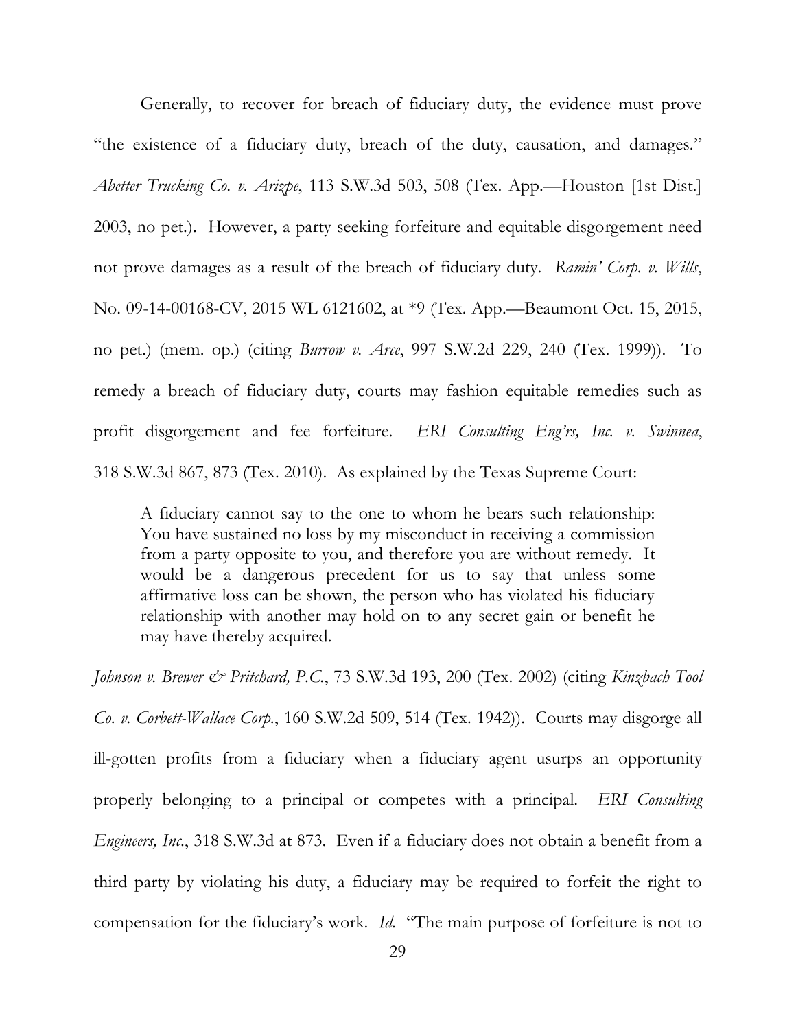Generally, to recover for breach of fiduciary duty, the evidence must prove "the existence of a fiduciary duty, breach of the duty, causation, and damages." *Abetter Trucking Co. v. Arizpe*, 113 S.W.3d 503, 508 (Tex. App.—Houston [1st Dist.] 2003, no pet.). However, a party seeking forfeiture and equitable disgorgement need not prove damages as a result of the breach of fiduciary duty. *Ramin' Corp. v. Wills*, No. 09-14-00168-CV, 2015 WL 6121602, at *9 (Tex. App.—Beaumont Oct. 15, 2015, no pet.) (mem. op.) (citing *Burrow v. Arce*, 997 S.W.2d 229, 240 (Tex. 1999)). To remedy a breach of fiduciary duty, courts may fashion equitable remedies such as profit disgorgement and fee forfeiture. *ERI Consulting Eng'rs, Inc. v. Swinnea*, 318 S.W.3d 867, 873 (Tex. 2010). As explained by the Texas Supreme Court:

> A fiduciary cannot say to the one to whom he bears such relationship: You have sustained no loss by my misconduct in receiving a commission from a party opposite to you, and therefore you are without remedy. It would be a dangerous precedent for us to say that unless some affirmative loss can be shown, the person who has violated his fiduciary relationship with another may hold on to any secret gain or benefit he may have thereby acquired.

*Johnson v. Brewer & Pritchard, P.C.*, 73 S.W.3d 193, 200 (Tex. 2002) (citing *Kinzbach Tool Co. v. Corbett-Wallace Corp.*, 160 S.W.2d 509, 514 (Tex. 1942)). Courts may disgorge all ill-gotten profits from a fiduciary when a fiduciary agent usurps an opportunity properly belonging to a principal or competes with a principal. *ERI Consulting Engineers, Inc.*, 318 S.W.3d at 873. Even if a fiduciary does not obtain a benefit from a third party by violating his duty, a fiduciary may be required to forfeit the right to compensation for the fiduciary's work. *Id.* "The main purpose of forfeiture is not to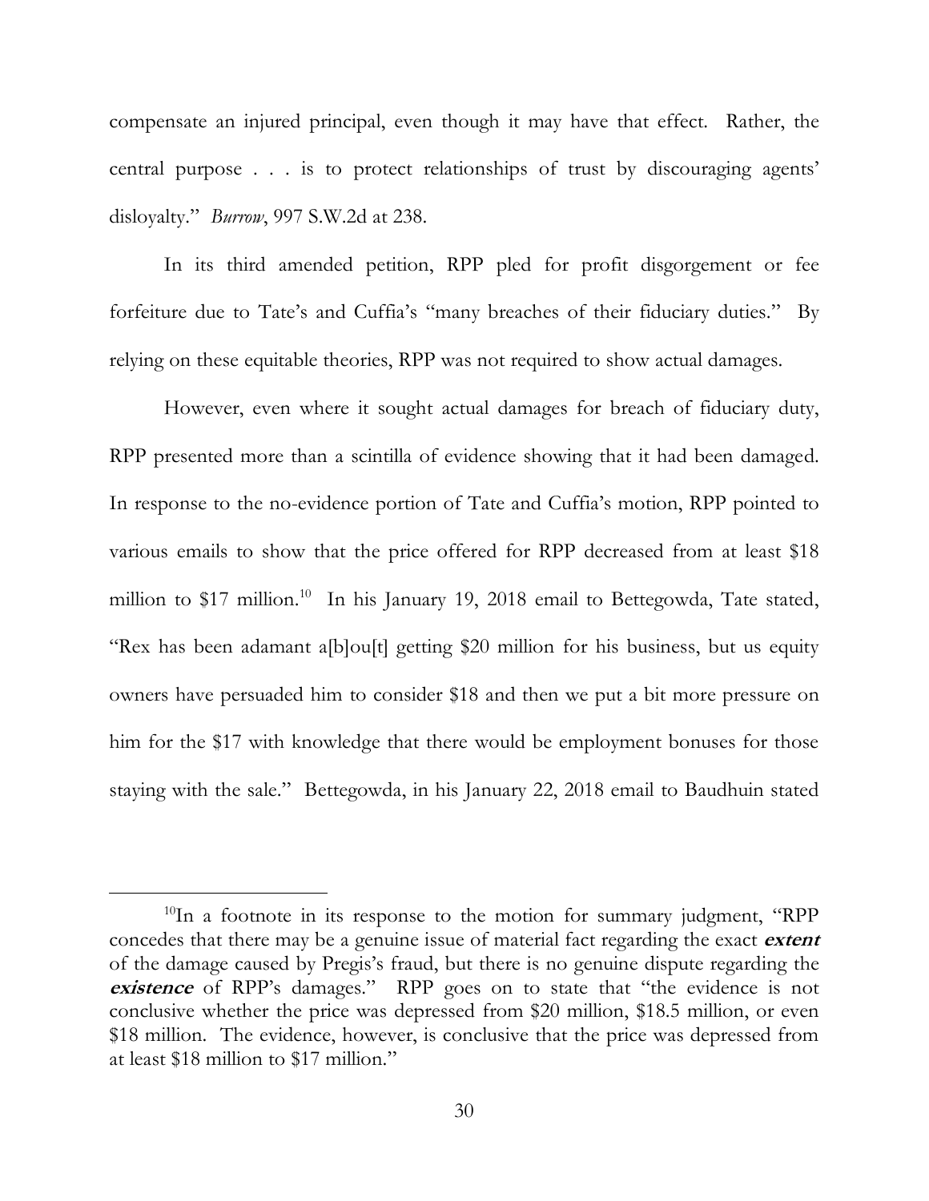compensate an injured principal, even though it may have that effect. Rather, the central purpose . . . is to protect relationships of trust by discouraging agents' disloyalty." *Burrow*, 997 S.W.2d at 238.

In its third amended petition, RPP pled for profit disgorgement or fee forfeiture due to Tate's and Cuffia's "many breaches of their fiduciary duties." By relying on these equitable theories, RPP was not required to show actual damages.

However, even where it sought actual damages for breach of fiduciary duty, RPP presented more than a scintilla of evidence showing that it had been damaged. In response to the no-evidence portion of Tate and Cuffia's motion, RPP pointed to various emails to show that the price offered for RPP decreased from at least $18 million to $17 million.[10] In his January 19, 2018 email to Bettegowda, Tate stated, "Rex has been adamant a[b]ou[t] getting $20 million for his business, but us equity owners have persuaded him to consider $18 and then we put a bit more pressure on him for the $17 with knowledge that there would be employment bonuses for those staying with the sale." Bettegowda, in his January 22, 2018 email to Baudhuin stated

---

[10] In a footnote in its response to the motion for summary judgment, "RPP concedes that there may be a genuine issue of material fact regarding the exact ***extent*** of the damage caused by Pregis's fraud, but there is no genuine dispute regarding the ***existence*** of RPP's damages." RPP goes on to state that "the evidence is not conclusive whether the price was depressed from $20 million, $18.5 million, or even $18 million. The evidence, however, is conclusive that the price was depressed from at least $18 million to $17 million."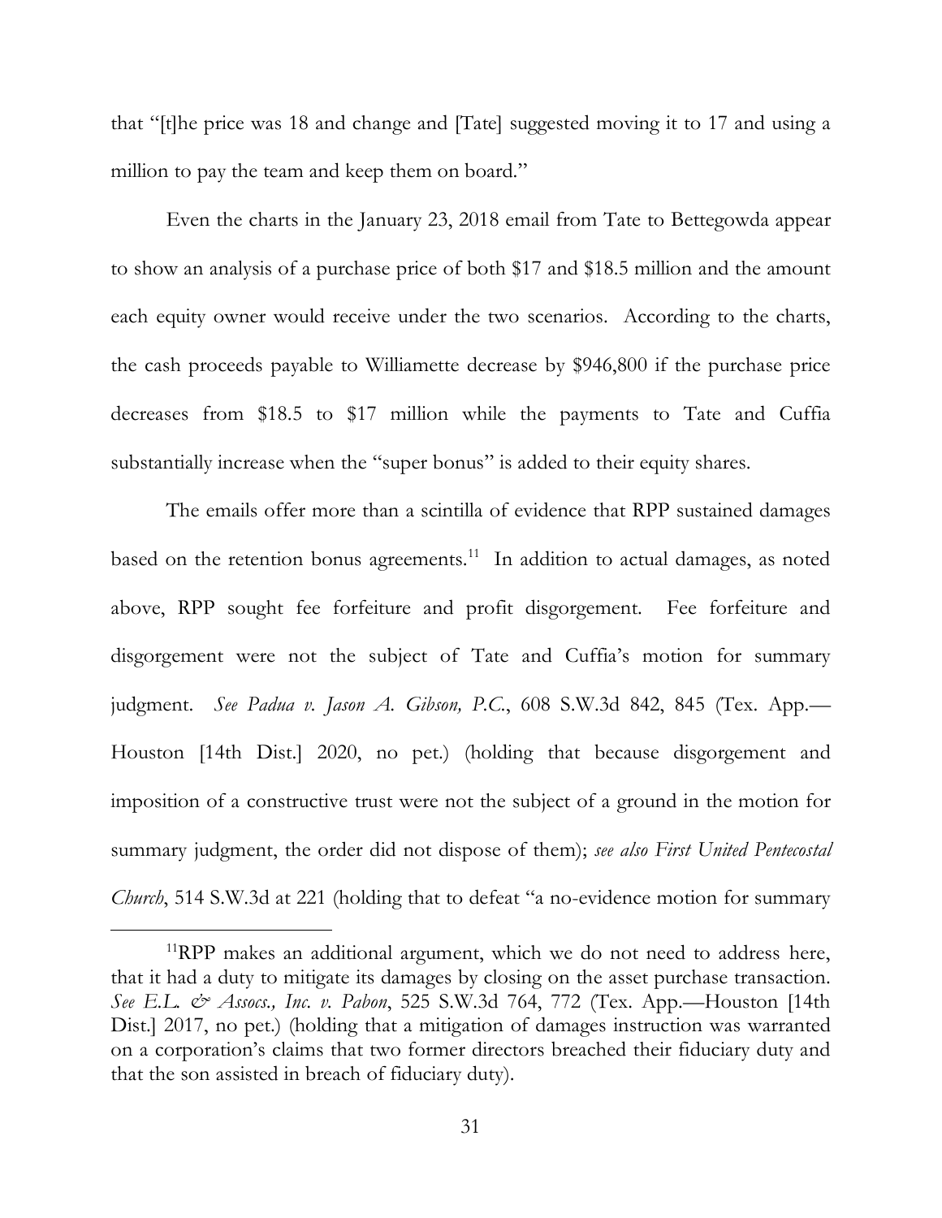that "[t]he price was 18 and change and [Tate] suggested moving it to 17 and using a million to pay the team and keep them on board."

Even the charts in the January 23, 2018 email from Tate to Bettegowda appear to show an analysis of a purchase price of both $17 and $18.5 million and the amount each equity owner would receive under the two scenarios. According to the charts, the cash proceeds payable to Williamette decrease by $946,800 if the purchase price decreases from $18.5 to $17 million while the payments to Tate and Cuffia substantially increase when the "super bonus" is added to their equity shares.

The emails offer more than a scintilla of evidence that RPP sustained damages based on the retention bonus agreements.[11] In addition to actual damages, as noted above, RPP sought fee forfeiture and profit disgorgement. Fee forfeiture and disgorgement were not the subject of Tate and Cuffia's motion for summary judgment. *See Padua v. Jason A. Gibson, P.C.*, 608 S.W.3d 842, 845 (Tex. App.—Houston [14th Dist.] 2020, no pet.) (holding that because disgorgement and imposition of a constructive trust were not the subject of a ground in the motion for summary judgment, the order did not dispose of them); *see also First United Pentecostal Church*, 514 S.W.3d at 221 (holding that to defeat "a no-evidence motion for summary

---

[11] RPP makes an additional argument, which we do not need to address here, that it had a duty to mitigate its damages by closing on the asset purchase transaction. *See E.L. & Assocs., Inc. v. Pabon*, 525 S.W.3d 764, 772 (Tex. App.—Houston [14th Dist.] 2017, no pet.) (holding that a mitigation of damages instruction was warranted on a corporation's claims that two former directors breached their fiduciary duty and that the son assisted in breach of fiduciary duty).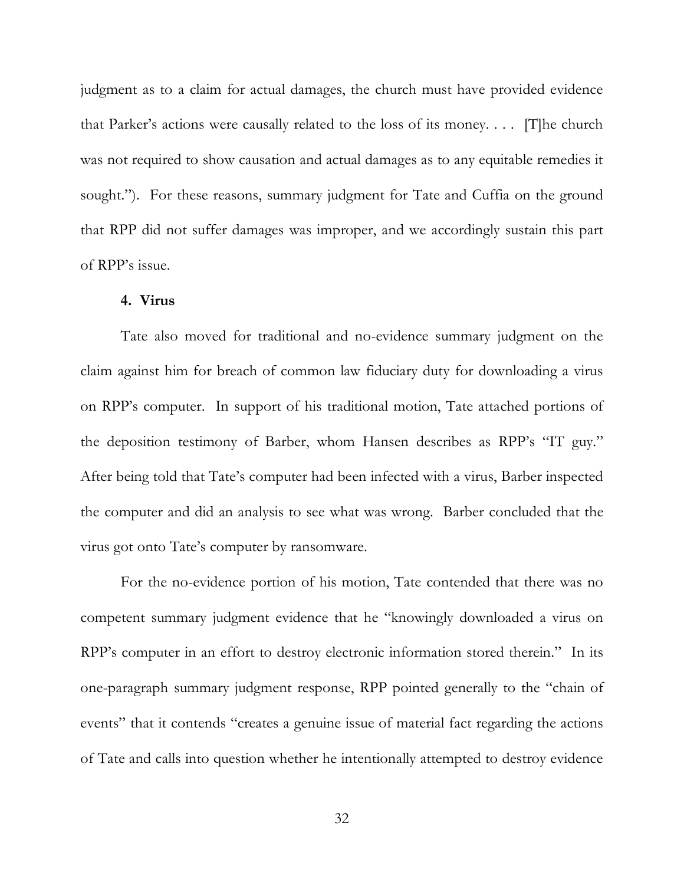judgment as to a claim for actual damages, the church must have provided evidence that Parker's actions were causally related to the loss of its money. . . . [T]he church was not required to show causation and actual damages as to any equitable remedies it sought."). For these reasons, summary judgment for Tate and Cuffia on the ground that RPP did not suffer damages was improper, and we accordingly sustain this part of RPP's issue.

**4. Virus**

Tate also moved for traditional and no-evidence summary judgment on the claim against him for breach of common law fiduciary duty for downloading a virus on RPP's computer. In support of his traditional motion, Tate attached portions of the deposition testimony of Barber, whom Hansen describes as RPP's "IT guy." After being told that Tate's computer had been infected with a virus, Barber inspected the computer and did an analysis to see what was wrong. Barber concluded that the virus got onto Tate's computer by ransomware.

For the no-evidence portion of his motion, Tate contended that there was no competent summary judgment evidence that he "knowingly downloaded a virus on RPP's computer in an effort to destroy electronic information stored therein." In its one-paragraph summary judgment response, RPP pointed generally to the "chain of events" that it contends "creates a genuine issue of material fact regarding the actions of Tate and calls into question whether he intentionally attempted to destroy evidence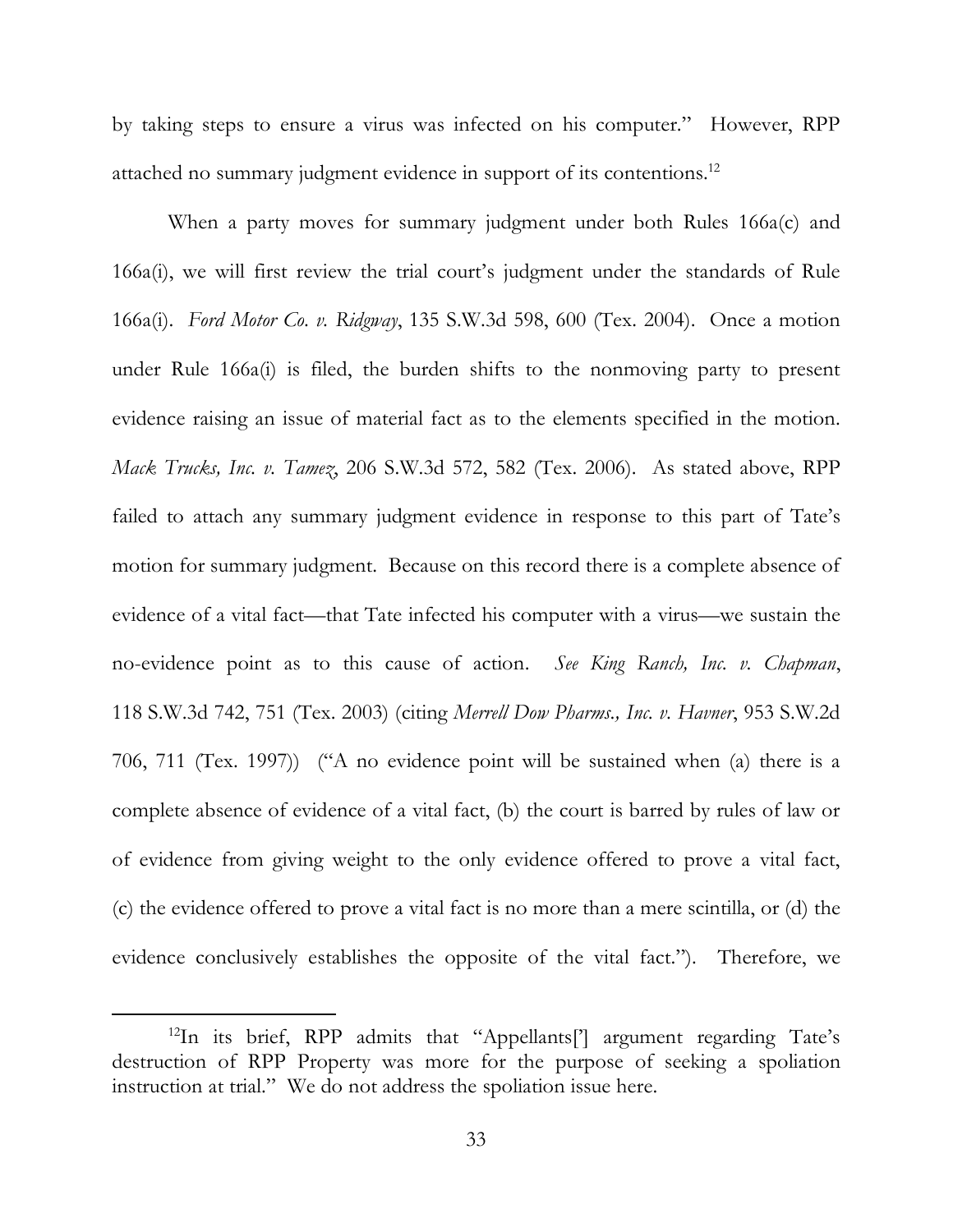by taking steps to ensure a virus was infected on his computer." However, RPP attached no summary judgment evidence in support of its contentions.[12]

When a party moves for summary judgment under both Rules 166a(c) and 166a(i), we will first review the trial court's judgment under the standards of Rule 166a(i). *Ford Motor Co. v. Ridgway*, 135 S.W.3d 598, 600 (Tex. 2004). Once a motion under Rule 166a(i) is filed, the burden shifts to the nonmoving party to present evidence raising an issue of material fact as to the elements specified in the motion. *Mack Trucks, Inc. v. Tamez*, 206 S.W.3d 572, 582 (Tex. 2006). As stated above, RPP failed to attach any summary judgment evidence in response to this part of Tate's motion for summary judgment. Because on this record there is a complete absence of evidence of a vital fact—that Tate infected his computer with a virus—we sustain the no-evidence point as to this cause of action. *See King Ranch, Inc. v. Chapman*, 118 S.W.3d 742, 751 (Tex. 2003) (citing *Merrell Dow Pharms., Inc. v. Havner*, 953 S.W.2d 706, 711 (Tex. 1997)) ("A no evidence point will be sustained when (a) there is a complete absence of evidence of a vital fact, (b) the court is barred by rules of law or of evidence from giving weight to the only evidence offered to prove a vital fact, (c) the evidence offered to prove a vital fact is no more than a mere scintilla, or (d) the evidence conclusively establishes the opposite of the vital fact."). Therefore, we

[12]In its brief, RPP admits that "Appellants['] argument regarding Tate's destruction of RPP Property was more for the purpose of seeking a spoliation instruction at trial." We do not address the spoliation issue here.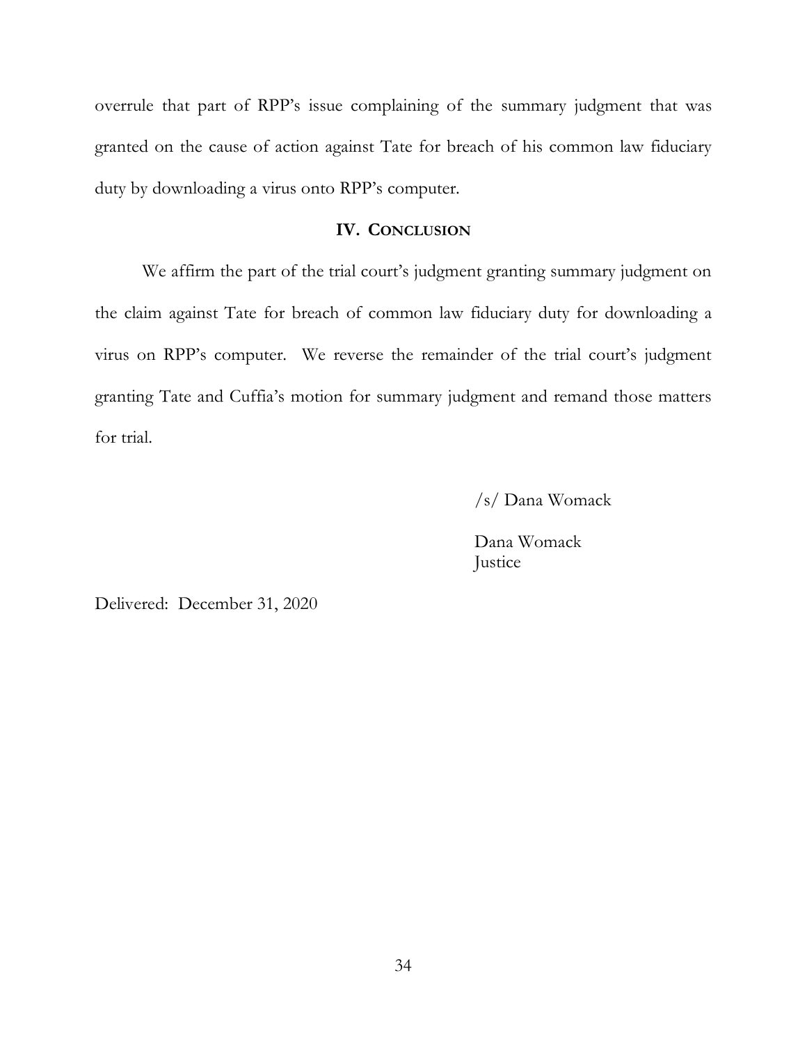overrule that part of RPP's issue complaining of the summary judgment that was granted on the cause of action against Tate for breach of his common law fiduciary duty by downloading a virus onto RPP's computer.

## IV. Conclusion

We affirm the part of the trial court's judgment granting summary judgment on the claim against Tate for breach of common law fiduciary duty for downloading a virus on RPP's computer. We reverse the remainder of the trial court's judgment granting Tate and Cuffia's motion for summary judgment and remand those matters for trial.

/s/ Dana Womack

Dana Womack
Justice

Delivered: December 31, 2020